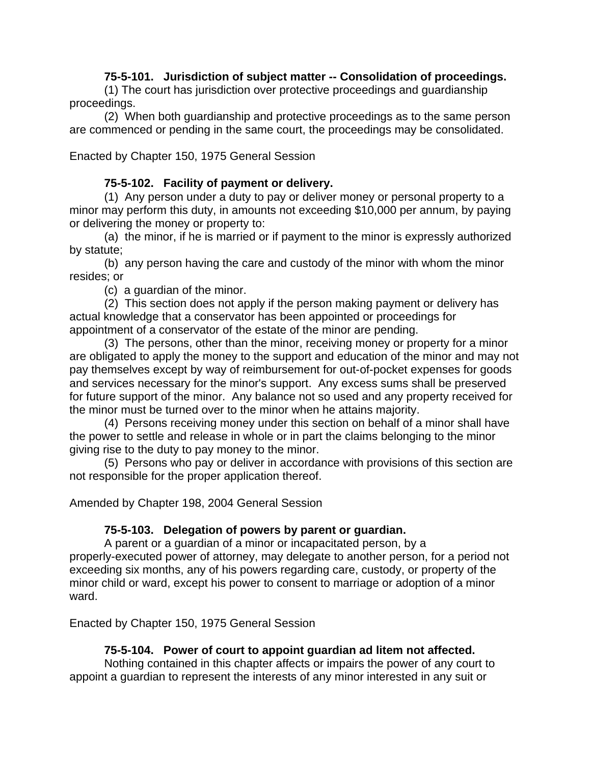### 75-5-101. Jurisdiction of subject matter -- Consolidation of proceedings.

(1) The court has jurisdiction over protective proceedings and guardianship proceedings.

(2) When both guardianship and protective proceedings as to the same person are commenced or pending in the same court, the proceedings may be consolidated.

Enacted by Chapter 150, 1975 General Session

### 75-5-102. Facility of payment or delivery.

(1) Any person under a duty to pay or deliver money or personal property to a minor may perform this duty, in amounts not exceeding $10,000 per annum, by paying or delivering the money or property to:

(a) the minor, if he is married or if payment to the minor is expressly authorized by statute;

(b) any person having the care and custody of the minor with whom the minor resides; or

(c) a guardian of the minor.

(2) This section does not apply if the person making payment or delivery has actual knowledge that a conservator has been appointed or proceedings for appointment of a conservator of the estate of the minor are pending.

(3) The persons, other than the minor, receiving money or property for a minor are obligated to apply the money to the support and education of the minor and may not pay themselves except by way of reimbursement for out-of-pocket expenses for goods and services necessary for the minor's support. Any excess sums shall be preserved for future support of the minor. Any balance not so used and any property received for the minor must be turned over to the minor when he attains majority.

(4) Persons receiving money under this section on behalf of a minor shall have the power to settle and release in whole or in part the claims belonging to the minor giving rise to the duty to pay money to the minor.

(5) Persons who pay or deliver in accordance with provisions of this section are not responsible for the proper application thereof.

Amended by Chapter 198, 2004 General Session

### 75-5-103. Delegation of powers by parent or guardian.

A parent or a guardian of a minor or incapacitated person, by a properly-executed power of attorney, may delegate to another person, for a period not exceeding six months, any of his powers regarding care, custody, or property of the minor child or ward, except his power to consent to marriage or adoption of a minor ward.

Enacted by Chapter 150, 1975 General Session

### 75-5-104. Power of court to appoint guardian ad litem not affected.

Nothing contained in this chapter affects or impairs the power of any court to appoint a guardian to represent the interests of any minor interested in any suit or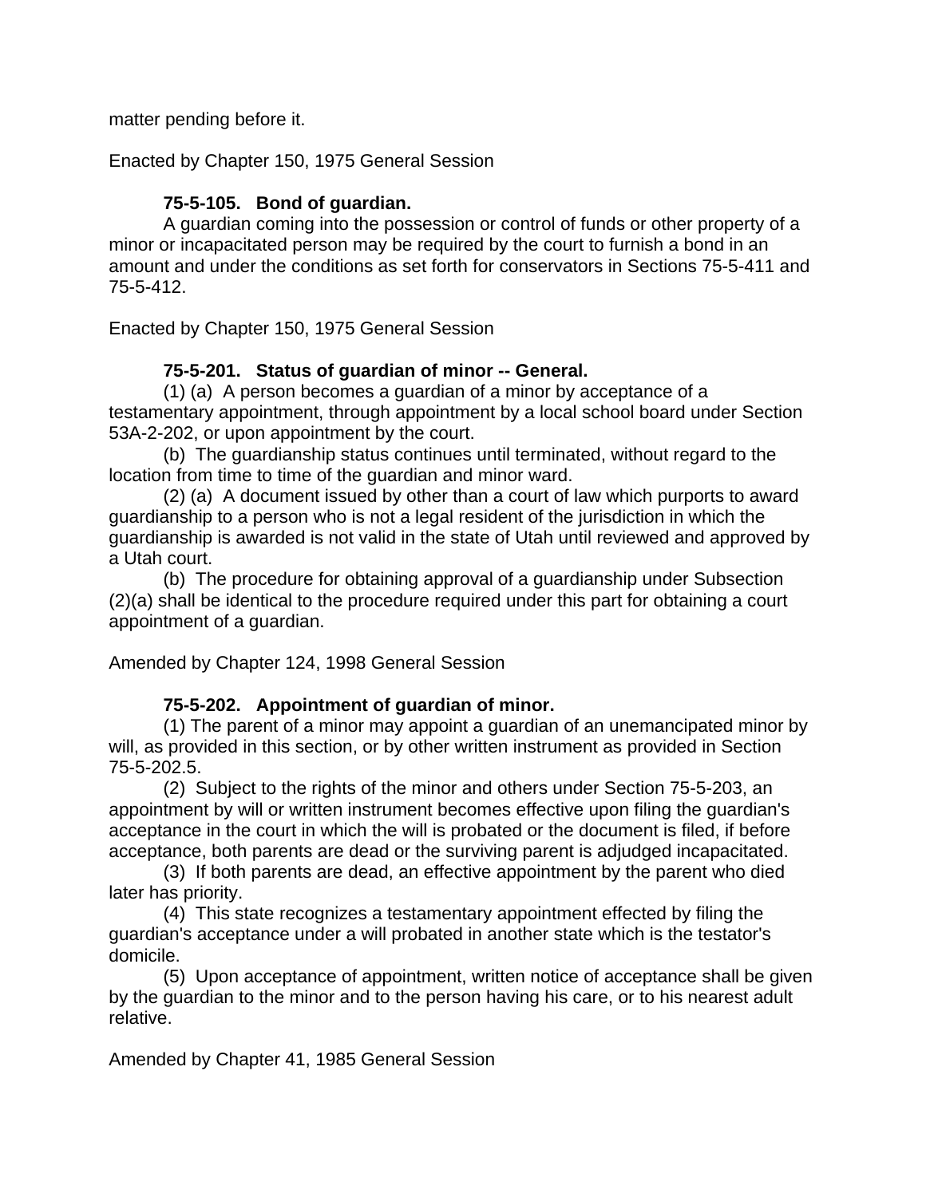matter pending before it.

Enacted by Chapter 150, 1975 General Session

**75-5-105. Bond of guardian.**

A guardian coming into the possession or control of funds or other property of a minor or incapacitated person may be required by the court to furnish a bond in an amount and under the conditions as set forth for conservators in Sections 75-5-411 and 75-5-412.

Enacted by Chapter 150, 1975 General Session

**75-5-201. Status of guardian of minor -- General.**

(1) (a) A person becomes a guardian of a minor by acceptance of a testamentary appointment, through appointment by a local school board under Section 53A-2-202, or upon appointment by the court.

(b) The guardianship status continues until terminated, without regard to the location from time to time of the guardian and minor ward.

(2) (a) A document issued by other than a court of law which purports to award guardianship to a person who is not a legal resident of the jurisdiction in which the guardianship is awarded is not valid in the state of Utah until reviewed and approved by a Utah court.

(b) The procedure for obtaining approval of a guardianship under Subsection (2)(a) shall be identical to the procedure required under this part for obtaining a court appointment of a guardian.

Amended by Chapter 124, 1998 General Session

**75-5-202. Appointment of guardian of minor.**

(1) The parent of a minor may appoint a guardian of an unemancipated minor by will, as provided in this section, or by other written instrument as provided in Section 75-5-202.5.

(2) Subject to the rights of the minor and others under Section 75-5-203, an appointment by will or written instrument becomes effective upon filing the guardian's acceptance in the court in which the will is probated or the document is filed, if before acceptance, both parents are dead or the surviving parent is adjudged incapacitated.

(3) If both parents are dead, an effective appointment by the parent who died later has priority.

(4) This state recognizes a testamentary appointment effected by filing the guardian's acceptance under a will probated in another state which is the testator's domicile.

(5) Upon acceptance of appointment, written notice of acceptance shall be given by the guardian to the minor and to the person having his care, or to his nearest adult relative.

Amended by Chapter 41, 1985 General Session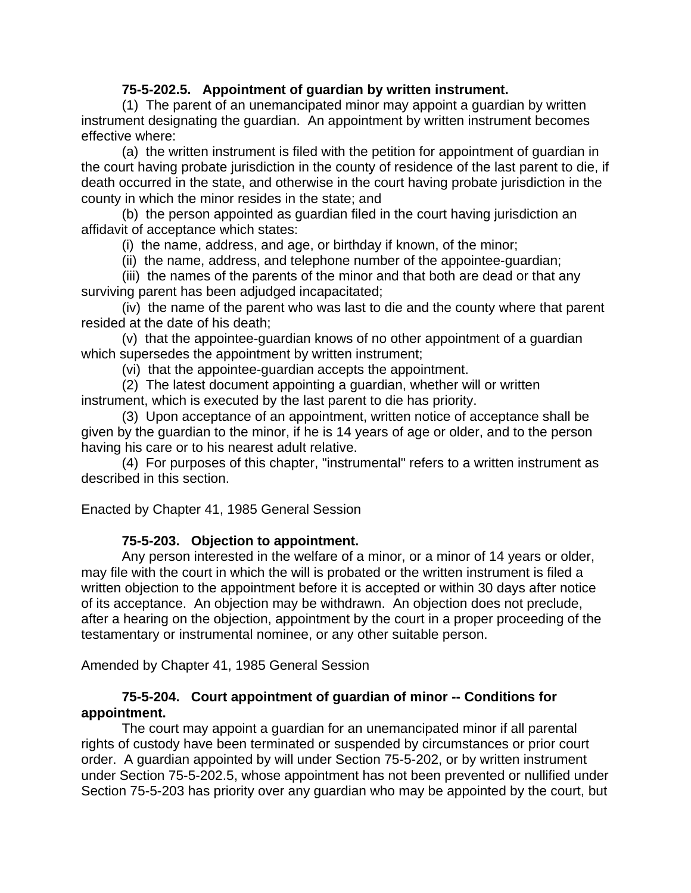**75-5-202.5. Appointment of guardian by written instrument.**

(1) The parent of an unemancipated minor may appoint a guardian by written instrument designating the guardian. An appointment by written instrument becomes effective where:

(a) the written instrument is filed with the petition for appointment of guardian in the court having probate jurisdiction in the county of residence of the last parent to die, if death occurred in the state, and otherwise in the court having probate jurisdiction in the county in which the minor resides in the state; and

(b) the person appointed as guardian filed in the court having jurisdiction an affidavit of acceptance which states:

(i) the name, address, and age, or birthday if known, of the minor;

(ii) the name, address, and telephone number of the appointee-guardian;

(iii) the names of the parents of the minor and that both are dead or that any surviving parent has been adjudged incapacitated;

(iv) the name of the parent who was last to die and the county where that parent resided at the date of his death;

(v) that the appointee-guardian knows of no other appointment of a guardian which supersedes the appointment by written instrument;

(vi) that the appointee-guardian accepts the appointment.

(2) The latest document appointing a guardian, whether will or written instrument, which is executed by the last parent to die has priority.

(3) Upon acceptance of an appointment, written notice of acceptance shall be given by the guardian to the minor, if he is 14 years of age or older, and to the person having his care or to his nearest adult relative.

(4) For purposes of this chapter, "instrumental" refers to a written instrument as described in this section.

Enacted by Chapter 41, 1985 General Session

**75-5-203. Objection to appointment.**

Any person interested in the welfare of a minor, or a minor of 14 years or older, may file with the court in which the will is probated or the written instrument is filed a written objection to the appointment before it is accepted or within 30 days after notice of its acceptance. An objection may be withdrawn. An objection does not preclude, after a hearing on the objection, appointment by the court in a proper proceeding of the testamentary or instrumental nominee, or any other suitable person.

Amended by Chapter 41, 1985 General Session

**75-5-204. Court appointment of guardian of minor -- Conditions for appointment.**

The court may appoint a guardian for an unemancipated minor if all parental rights of custody have been terminated or suspended by circumstances or prior court order. A guardian appointed by will under Section 75-5-202, or by written instrument under Section 75-5-202.5, whose appointment has not been prevented or nullified under Section 75-5-203 has priority over any guardian who may be appointed by the court, but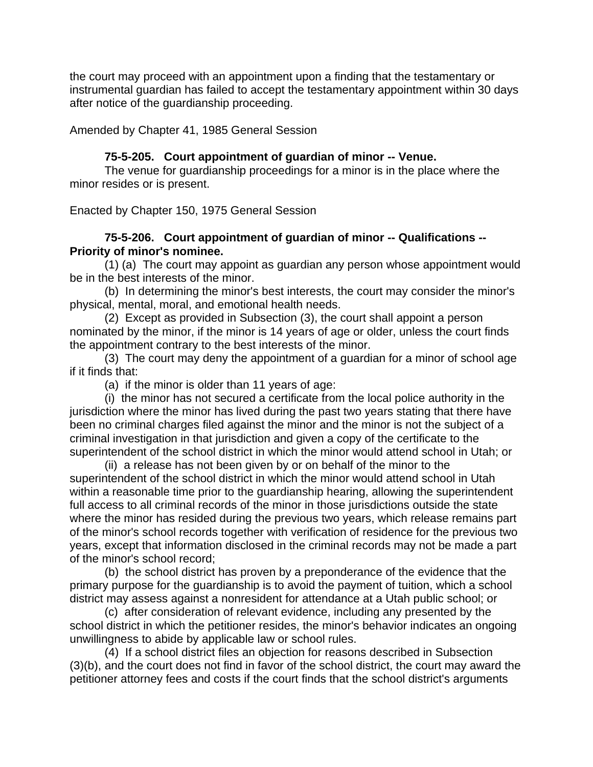the court may proceed with an appointment upon a finding that the testamentary or instrumental guardian has failed to accept the testamentary appointment within 30 days after notice of the guardianship proceeding.

Amended by Chapter 41, 1985 General Session

**75-5-205. Court appointment of guardian of minor -- Venue.**

The venue for guardianship proceedings for a minor is in the place where the minor resides or is present.

Enacted by Chapter 150, 1975 General Session

**75-5-206. Court appointment of guardian of minor -- Qualifications -- Priority of minor's nominee.**

(1) (a) The court may appoint as guardian any person whose appointment would be in the best interests of the minor.

(b) In determining the minor's best interests, the court may consider the minor's physical, mental, moral, and emotional health needs.

(2) Except as provided in Subsection (3), the court shall appoint a person nominated by the minor, if the minor is 14 years of age or older, unless the court finds the appointment contrary to the best interests of the minor.

(3) The court may deny the appointment of a guardian for a minor of school age if it finds that:

(a) if the minor is older than 11 years of age:

(i) the minor has not secured a certificate from the local police authority in the jurisdiction where the minor has lived during the past two years stating that there have been no criminal charges filed against the minor and the minor is not the subject of a criminal investigation in that jurisdiction and given a copy of the certificate to the superintendent of the school district in which the minor would attend school in Utah; or

(ii) a release has not been given by or on behalf of the minor to the superintendent of the school district in which the minor would attend school in Utah within a reasonable time prior to the guardianship hearing, allowing the superintendent full access to all criminal records of the minor in those jurisdictions outside the state where the minor has resided during the previous two years, which release remains part of the minor's school records together with verification of residence for the previous two years, except that information disclosed in the criminal records may not be made a part of the minor's school record;

(b) the school district has proven by a preponderance of the evidence that the primary purpose for the guardianship is to avoid the payment of tuition, which a school district may assess against a nonresident for attendance at a Utah public school; or

(c) after consideration of relevant evidence, including any presented by the school district in which the petitioner resides, the minor's behavior indicates an ongoing unwillingness to abide by applicable law or school rules.

(4) If a school district files an objection for reasons described in Subsection (3)(b), and the court does not find in favor of the school district, the court may award the petitioner attorney fees and costs if the court finds that the school district's arguments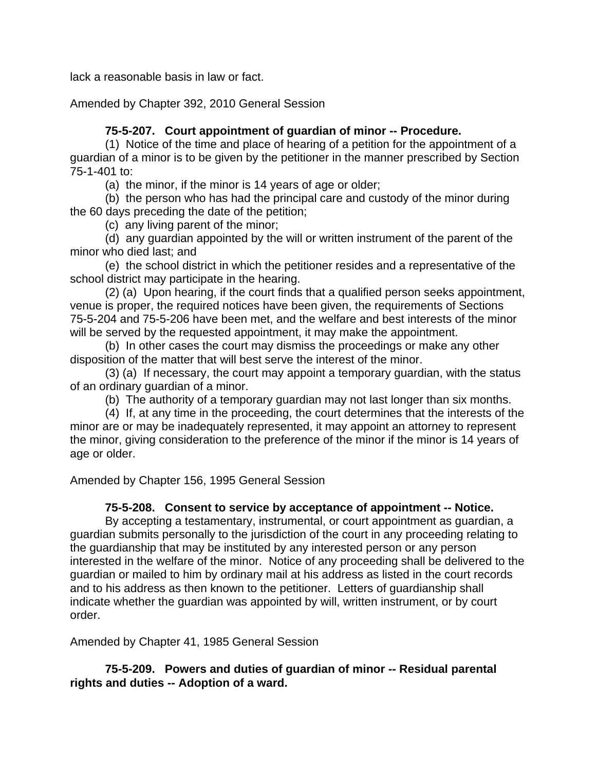lack a reasonable basis in law or fact.

Amended by Chapter 392, 2010 General Session

**75-5-207. Court appointment of guardian of minor -- Procedure.**

(1) Notice of the time and place of hearing of a petition for the appointment of a guardian of a minor is to be given by the petitioner in the manner prescribed by Section 75-1-401 to:

(a) the minor, if the minor is 14 years of age or older;

(b) the person who has had the principal care and custody of the minor during the 60 days preceding the date of the petition;

(c) any living parent of the minor;

(d) any guardian appointed by the will or written instrument of the parent of the minor who died last; and

(e) the school district in which the petitioner resides and a representative of the school district may participate in the hearing.

(2) (a) Upon hearing, if the court finds that a qualified person seeks appointment, venue is proper, the required notices have been given, the requirements of Sections 75-5-204 and 75-5-206 have been met, and the welfare and best interests of the minor will be served by the requested appointment, it may make the appointment.

(b) In other cases the court may dismiss the proceedings or make any other disposition of the matter that will best serve the interest of the minor.

(3) (a) If necessary, the court may appoint a temporary guardian, with the status of an ordinary guardian of a minor.

(b) The authority of a temporary guardian may not last longer than six months.

(4) If, at any time in the proceeding, the court determines that the interests of the minor are or may be inadequately represented, it may appoint an attorney to represent the minor, giving consideration to the preference of the minor if the minor is 14 years of age or older.

Amended by Chapter 156, 1995 General Session

**75-5-208. Consent to service by acceptance of appointment -- Notice.**

By accepting a testamentary, instrumental, or court appointment as guardian, a guardian submits personally to the jurisdiction of the court in any proceeding relating to the guardianship that may be instituted by any interested person or any person interested in the welfare of the minor. Notice of any proceeding shall be delivered to the guardian or mailed to him by ordinary mail at his address as listed in the court records and to his address as then known to the petitioner. Letters of guardianship shall indicate whether the guardian was appointed by will, written instrument, or by court order.

Amended by Chapter 41, 1985 General Session

**75-5-209. Powers and duties of guardian of minor -- Residual parental rights and duties -- Adoption of a ward.**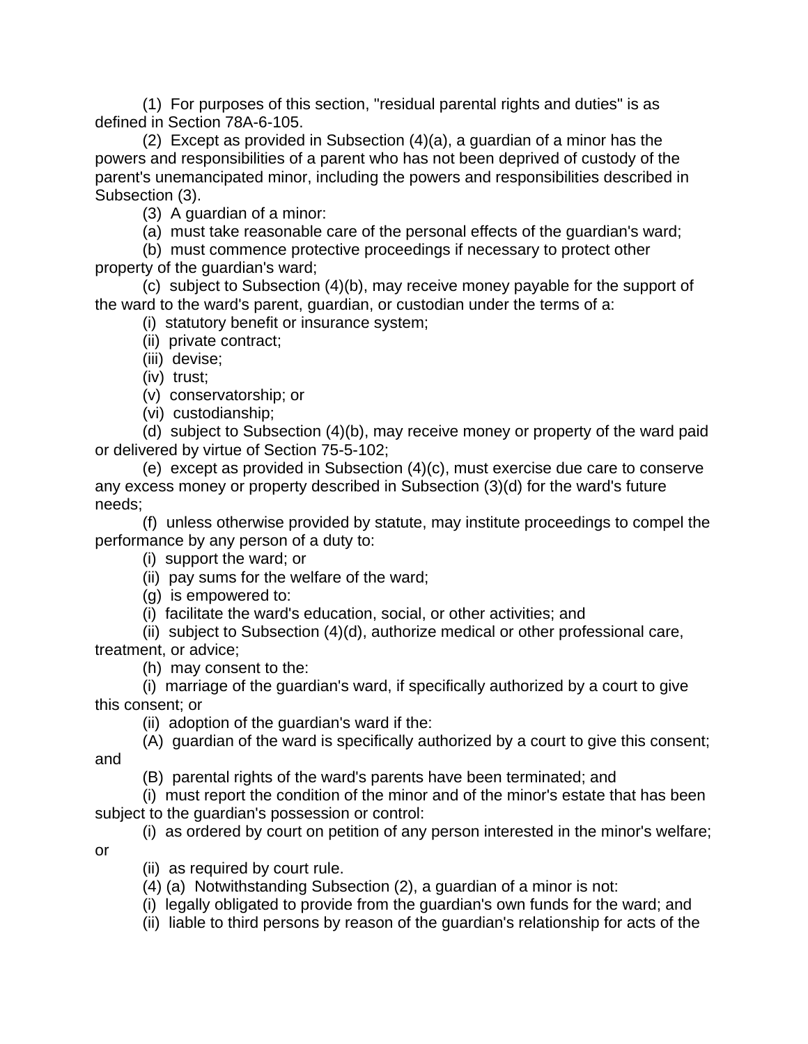(1) For purposes of this section, "residual parental rights and duties" is as defined in Section 78A-6-105.

(2) Except as provided in Subsection (4)(a), a guardian of a minor has the powers and responsibilities of a parent who has not been deprived of custody of the parent's unemancipated minor, including the powers and responsibilities described in Subsection (3).

(3) A guardian of a minor:

(a) must take reasonable care of the personal effects of the guardian's ward;

(b) must commence protective proceedings if necessary to protect other property of the guardian's ward;

(c) subject to Subsection (4)(b), may receive money payable for the support of the ward to the ward's parent, guardian, or custodian under the terms of a:

(i) statutory benefit or insurance system;

(ii) private contract;

(iii) devise;

(iv) trust;

(v) conservatorship; or

(vi) custodianship;

(d) subject to Subsection (4)(b), may receive money or property of the ward paid or delivered by virtue of Section 75-5-102;

(e) except as provided in Subsection (4)(c), must exercise due care to conserve any excess money or property described in Subsection (3)(d) for the ward's future needs;

(f) unless otherwise provided by statute, may institute proceedings to compel the performance by any person of a duty to:

(i) support the ward; or

(ii) pay sums for the welfare of the ward;

(g) is empowered to:

(i) facilitate the ward's education, social, or other activities; and

(ii) subject to Subsection (4)(d), authorize medical or other professional care, treatment, or advice;

(h) may consent to the:

(i) marriage of the guardian's ward, if specifically authorized by a court to give this consent; or

(ii) adoption of the guardian's ward if the:

(A) guardian of the ward is specifically authorized by a court to give this consent; and

(B) parental rights of the ward's parents have been terminated; and

(i) must report the condition of the minor and of the minor's estate that has been subject to the guardian's possession or control:

(i) as ordered by court on petition of any person interested in the minor's welfare; or

(ii) as required by court rule.

(4) (a) Notwithstanding Subsection (2), a guardian of a minor is not:

(i) legally obligated to provide from the guardian's own funds for the ward; and

(ii) liable to third persons by reason of the guardian's relationship for acts of the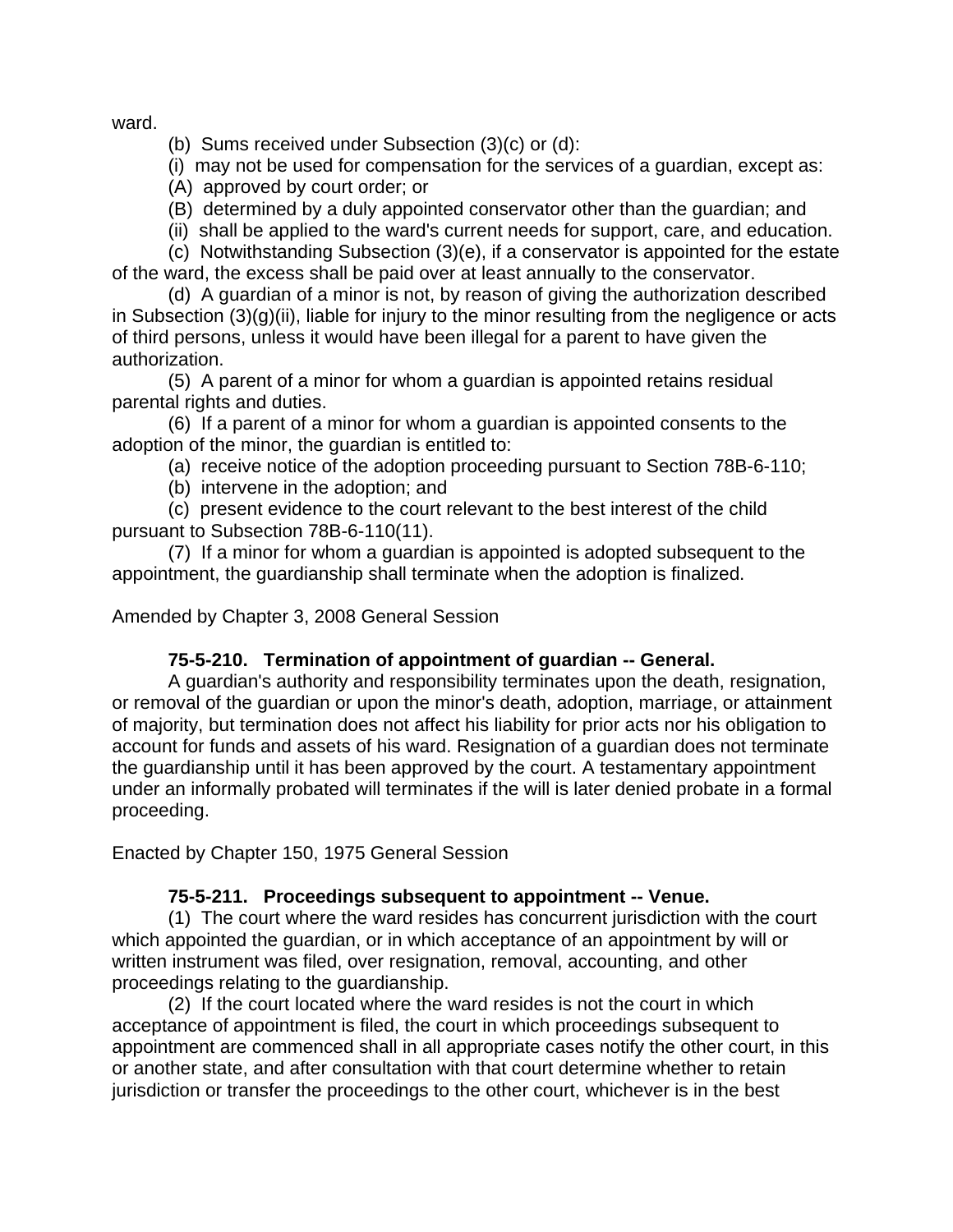ward.

(b) Sums received under Subsection (3)(c) or (d):

(i) may not be used for compensation for the services of a guardian, except as:

(A) approved by court order; or

(B) determined by a duly appointed conservator other than the guardian; and

(ii) shall be applied to the ward's current needs for support, care, and education.

(c) Notwithstanding Subsection (3)(e), if a conservator is appointed for the estate of the ward, the excess shall be paid over at least annually to the conservator.

(d) A guardian of a minor is not, by reason of giving the authorization described in Subsection (3)(g)(ii), liable for injury to the minor resulting from the negligence or acts of third persons, unless it would have been illegal for a parent to have given the authorization.

(5) A parent of a minor for whom a guardian is appointed retains residual parental rights and duties.

(6) If a parent of a minor for whom a guardian is appointed consents to the adoption of the minor, the guardian is entitled to:

(a) receive notice of the adoption proceeding pursuant to Section 78B-6-110;

(b) intervene in the adoption; and

(c) present evidence to the court relevant to the best interest of the child pursuant to Subsection 78B-6-110(11).

(7) If a minor for whom a guardian is appointed is adopted subsequent to the appointment, the guardianship shall terminate when the adoption is finalized.

Amended by Chapter 3, 2008 General Session

**75-5-210. Termination of appointment of guardian -- General.**

A guardian's authority and responsibility terminates upon the death, resignation, or removal of the guardian or upon the minor's death, adoption, marriage, or attainment of majority, but termination does not affect his liability for prior acts nor his obligation to account for funds and assets of his ward. Resignation of a guardian does not terminate the guardianship until it has been approved by the court. A testamentary appointment under an informally probated will terminates if the will is later denied probate in a formal proceeding.

Enacted by Chapter 150, 1975 General Session

**75-5-211. Proceedings subsequent to appointment -- Venue.**

(1) The court where the ward resides has concurrent jurisdiction with the court which appointed the guardian, or in which acceptance of an appointment by will or written instrument was filed, over resignation, removal, accounting, and other proceedings relating to the guardianship.

(2) If the court located where the ward resides is not the court in which acceptance of appointment is filed, the court in which proceedings subsequent to appointment are commenced shall in all appropriate cases notify the other court, in this or another state, and after consultation with that court determine whether to retain jurisdiction or transfer the proceedings to the other court, whichever is in the best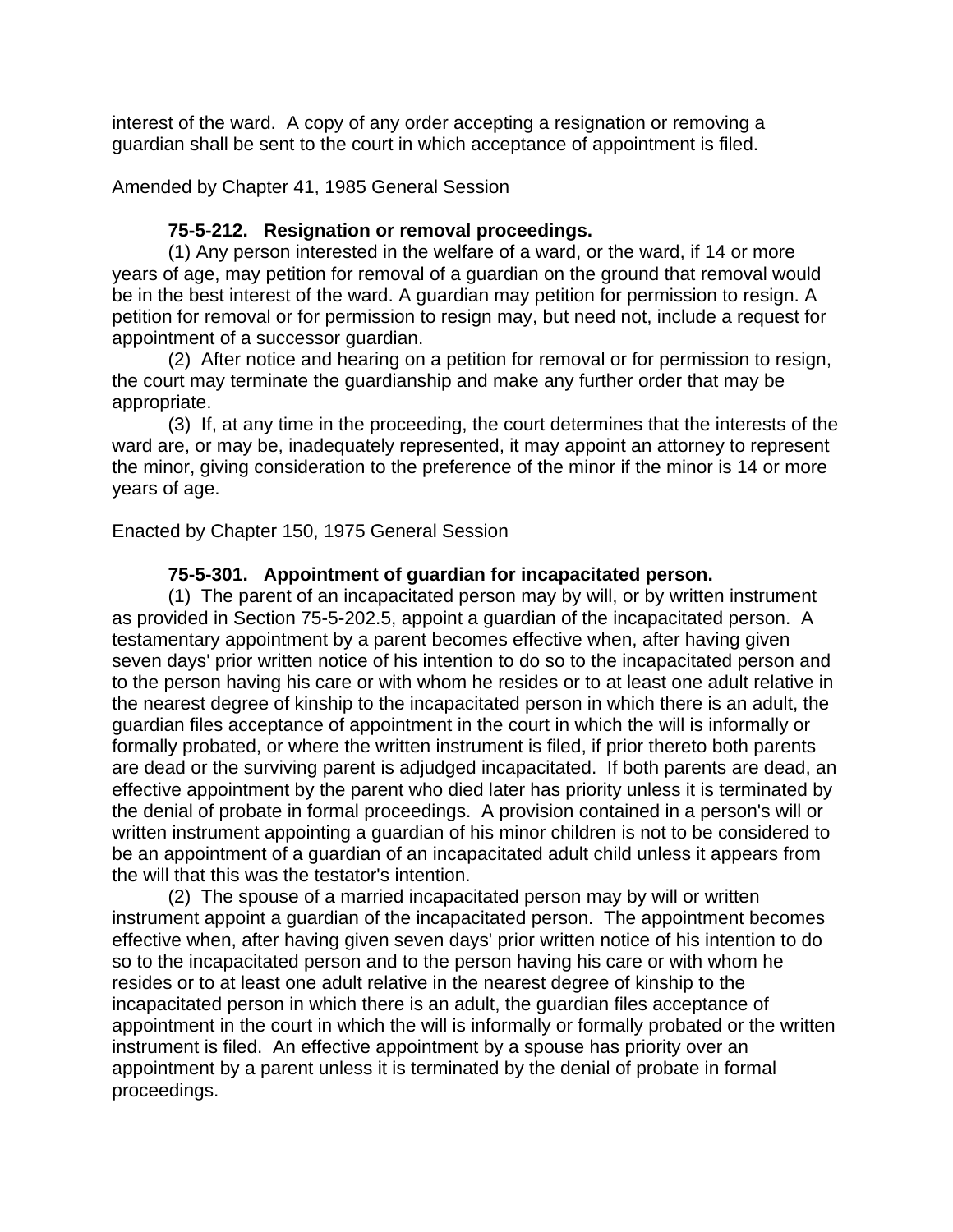interest of the ward. A copy of any order accepting a resignation or removing a guardian shall be sent to the court in which acceptance of appointment is filed.

Amended by Chapter 41, 1985 General Session

**75-5-212. Resignation or removal proceedings.**

(1) Any person interested in the welfare of a ward, or the ward, if 14 or more years of age, may petition for removal of a guardian on the ground that removal would be in the best interest of the ward. A guardian may petition for permission to resign. A petition for removal or for permission to resign may, but need not, include a request for appointment of a successor guardian.

(2) After notice and hearing on a petition for removal or for permission to resign, the court may terminate the guardianship and make any further order that may be appropriate.

(3) If, at any time in the proceeding, the court determines that the interests of the ward are, or may be, inadequately represented, it may appoint an attorney to represent the minor, giving consideration to the preference of the minor if the minor is 14 or more years of age.

Enacted by Chapter 150, 1975 General Session

**75-5-301. Appointment of guardian for incapacitated person.**

(1) The parent of an incapacitated person may by will, or by written instrument as provided in Section 75-5-202.5, appoint a guardian of the incapacitated person. A testamentary appointment by a parent becomes effective when, after having given seven days' prior written notice of his intention to do so to the incapacitated person and to the person having his care or with whom he resides or to at least one adult relative in the nearest degree of kinship to the incapacitated person in which there is an adult, the guardian files acceptance of appointment in the court in which the will is informally or formally probated, or where the written instrument is filed, if prior thereto both parents are dead or the surviving parent is adjudged incapacitated. If both parents are dead, an effective appointment by the parent who died later has priority unless it is terminated by the denial of probate in formal proceedings. A provision contained in a person's will or written instrument appointing a guardian of his minor children is not to be considered to be an appointment of a guardian of an incapacitated adult child unless it appears from the will that this was the testator's intention.

(2) The spouse of a married incapacitated person may by will or written instrument appoint a guardian of the incapacitated person. The appointment becomes effective when, after having given seven days' prior written notice of his intention to do so to the incapacitated person and to the person having his care or with whom he resides or to at least one adult relative in the nearest degree of kinship to the incapacitated person in which there is an adult, the guardian files acceptance of appointment in the court in which the will is informally or formally probated or the written instrument is filed. An effective appointment by a spouse has priority over an appointment by a parent unless it is terminated by the denial of probate in formal proceedings.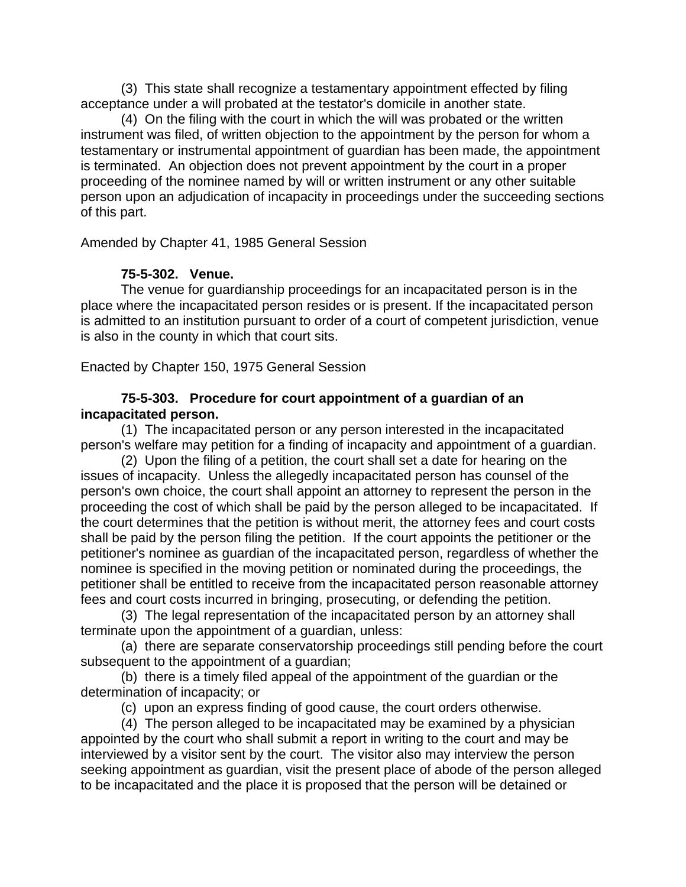(3) This state shall recognize a testamentary appointment effected by filing acceptance under a will probated at the testator's domicile in another state.

(4) On the filing with the court in which the will was probated or the written instrument was filed, of written objection to the appointment by the person for whom a testamentary or instrumental appointment of guardian has been made, the appointment is terminated. An objection does not prevent appointment by the court in a proper proceeding of the nominee named by will or written instrument or any other suitable person upon an adjudication of incapacity in proceedings under the succeeding sections of this part.

Amended by Chapter 41, 1985 General Session

**75-5-302. Venue.**

The venue for guardianship proceedings for an incapacitated person is in the place where the incapacitated person resides or is present. If the incapacitated person is admitted to an institution pursuant to order of a court of competent jurisdiction, venue is also in the county in which that court sits.

Enacted by Chapter 150, 1975 General Session

**75-5-303. Procedure for court appointment of a guardian of an incapacitated person.**

(1) The incapacitated person or any person interested in the incapacitated person's welfare may petition for a finding of incapacity and appointment of a guardian.

(2) Upon the filing of a petition, the court shall set a date for hearing on the issues of incapacity. Unless the allegedly incapacitated person has counsel of the person's own choice, the court shall appoint an attorney to represent the person in the proceeding the cost of which shall be paid by the person alleged to be incapacitated. If the court determines that the petition is without merit, the attorney fees and court costs shall be paid by the person filing the petition. If the court appoints the petitioner or the petitioner's nominee as guardian of the incapacitated person, regardless of whether the nominee is specified in the moving petition or nominated during the proceedings, the petitioner shall be entitled to receive from the incapacitated person reasonable attorney fees and court costs incurred in bringing, prosecuting, or defending the petition.

(3) The legal representation of the incapacitated person by an attorney shall terminate upon the appointment of a guardian, unless:

(a) there are separate conservatorship proceedings still pending before the court subsequent to the appointment of a guardian;

(b) there is a timely filed appeal of the appointment of the guardian or the determination of incapacity; or

(c) upon an express finding of good cause, the court orders otherwise.

(4) The person alleged to be incapacitated may be examined by a physician appointed by the court who shall submit a report in writing to the court and may be interviewed by a visitor sent by the court. The visitor also may interview the person seeking appointment as guardian, visit the present place of abode of the person alleged to be incapacitated and the place it is proposed that the person will be detained or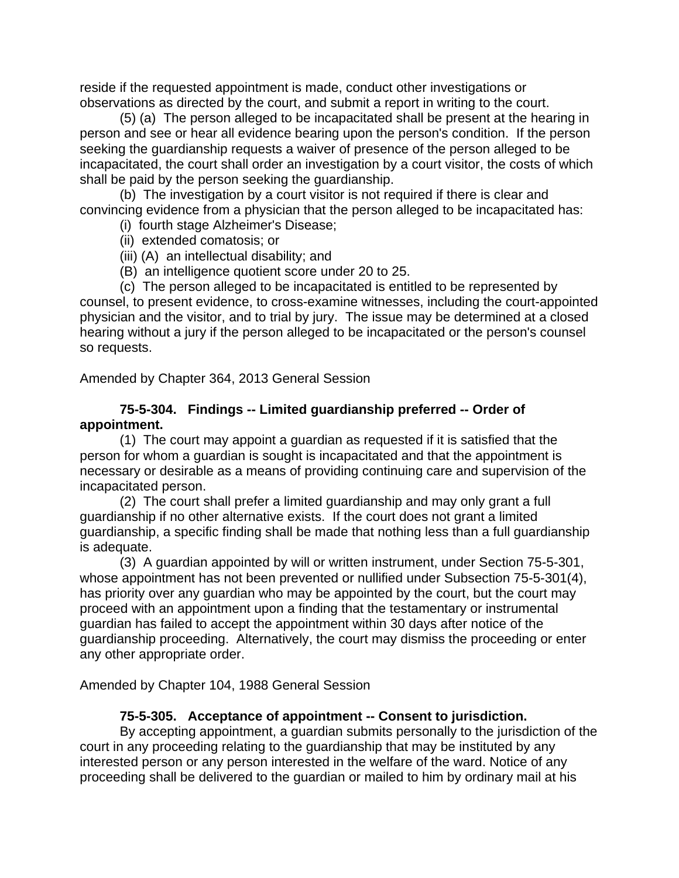reside if the requested appointment is made, conduct other investigations or observations as directed by the court, and submit a report in writing to the court.

(5) (a) The person alleged to be incapacitated shall be present at the hearing in person and see or hear all evidence bearing upon the person's condition. If the person seeking the guardianship requests a waiver of presence of the person alleged to be incapacitated, the court shall order an investigation by a court visitor, the costs of which shall be paid by the person seeking the guardianship.

(b) The investigation by a court visitor is not required if there is clear and convincing evidence from a physician that the person alleged to be incapacitated has:

(i) fourth stage Alzheimer's Disease;

(ii) extended comatosis; or

(iii) (A) an intellectual disability; and

(B) an intelligence quotient score under 20 to 25.

(c) The person alleged to be incapacitated is entitled to be represented by counsel, to present evidence, to cross-examine witnesses, including the court-appointed physician and the visitor, and to trial by jury. The issue may be determined at a closed hearing without a jury if the person alleged to be incapacitated or the person's counsel so requests.

Amended by Chapter 364, 2013 General Session

**75-5-304. Findings -- Limited guardianship preferred -- Order of appointment.**

(1) The court may appoint a guardian as requested if it is satisfied that the person for whom a guardian is sought is incapacitated and that the appointment is necessary or desirable as a means of providing continuing care and supervision of the incapacitated person.

(2) The court shall prefer a limited guardianship and may only grant a full guardianship if no other alternative exists. If the court does not grant a limited guardianship, a specific finding shall be made that nothing less than a full guardianship is adequate.

(3) A guardian appointed by will or written instrument, under Section 75-5-301, whose appointment has not been prevented or nullified under Subsection 75-5-301(4), has priority over any guardian who may be appointed by the court, but the court may proceed with an appointment upon a finding that the testamentary or instrumental guardian has failed to accept the appointment within 30 days after notice of the guardianship proceeding. Alternatively, the court may dismiss the proceeding or enter any other appropriate order.

Amended by Chapter 104, 1988 General Session

**75-5-305. Acceptance of appointment -- Consent to jurisdiction.**

By accepting appointment, a guardian submits personally to the jurisdiction of the court in any proceeding relating to the guardianship that may be instituted by any interested person or any person interested in the welfare of the ward. Notice of any proceeding shall be delivered to the guardian or mailed to him by ordinary mail at his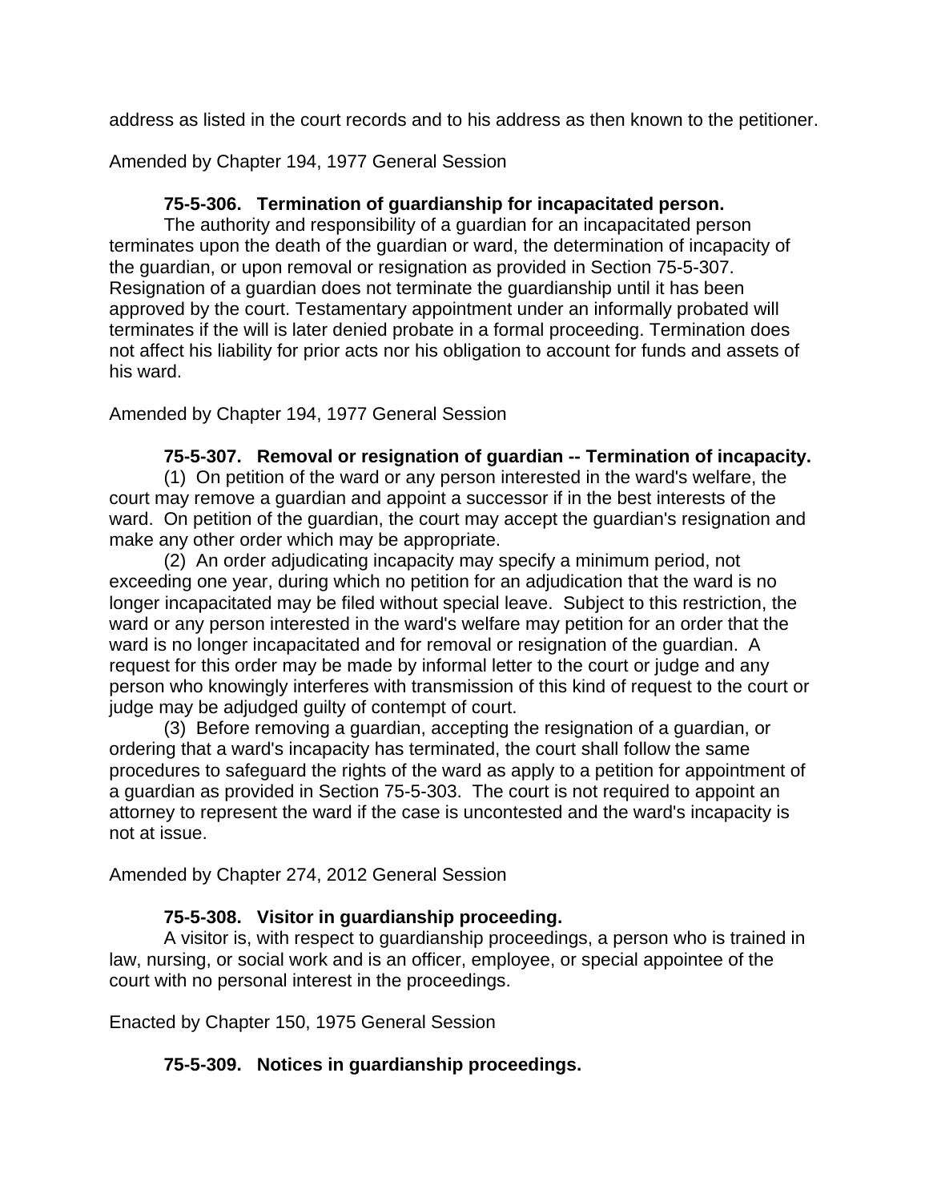address as listed in the court records and to his address as then known to the petitioner.

Amended by Chapter 194, 1977 General Session

**75-5-306. Termination of guardianship for incapacitated person.**

The authority and responsibility of a guardian for an incapacitated person terminates upon the death of the guardian or ward, the determination of incapacity of the guardian, or upon removal or resignation as provided in Section 75-5-307. Resignation of a guardian does not terminate the guardianship until it has been approved by the court. Testamentary appointment under an informally probated will terminates if the will is later denied probate in a formal proceeding. Termination does not affect his liability for prior acts nor his obligation to account for funds and assets of his ward.

Amended by Chapter 194, 1977 General Session

**75-5-307. Removal or resignation of guardian -- Termination of incapacity.**

(1) On petition of the ward or any person interested in the ward's welfare, the court may remove a guardian and appoint a successor if in the best interests of the ward. On petition of the guardian, the court may accept the guardian's resignation and make any other order which may be appropriate.

(2) An order adjudicating incapacity may specify a minimum period, not exceeding one year, during which no petition for an adjudication that the ward is no longer incapacitated may be filed without special leave. Subject to this restriction, the ward or any person interested in the ward's welfare may petition for an order that the ward is no longer incapacitated and for removal or resignation of the guardian. A request for this order may be made by informal letter to the court or judge and any person who knowingly interferes with transmission of this kind of request to the court or judge may be adjudged guilty of contempt of court.

(3) Before removing a guardian, accepting the resignation of a guardian, or ordering that a ward's incapacity has terminated, the court shall follow the same procedures to safeguard the rights of the ward as apply to a petition for appointment of a guardian as provided in Section 75-5-303. The court is not required to appoint an attorney to represent the ward if the case is uncontested and the ward's incapacity is not at issue.

Amended by Chapter 274, 2012 General Session

**75-5-308. Visitor in guardianship proceeding.**

A visitor is, with respect to guardianship proceedings, a person who is trained in law, nursing, or social work and is an officer, employee, or special appointee of the court with no personal interest in the proceedings.

Enacted by Chapter 150, 1975 General Session

**75-5-309. Notices in guardianship proceedings.**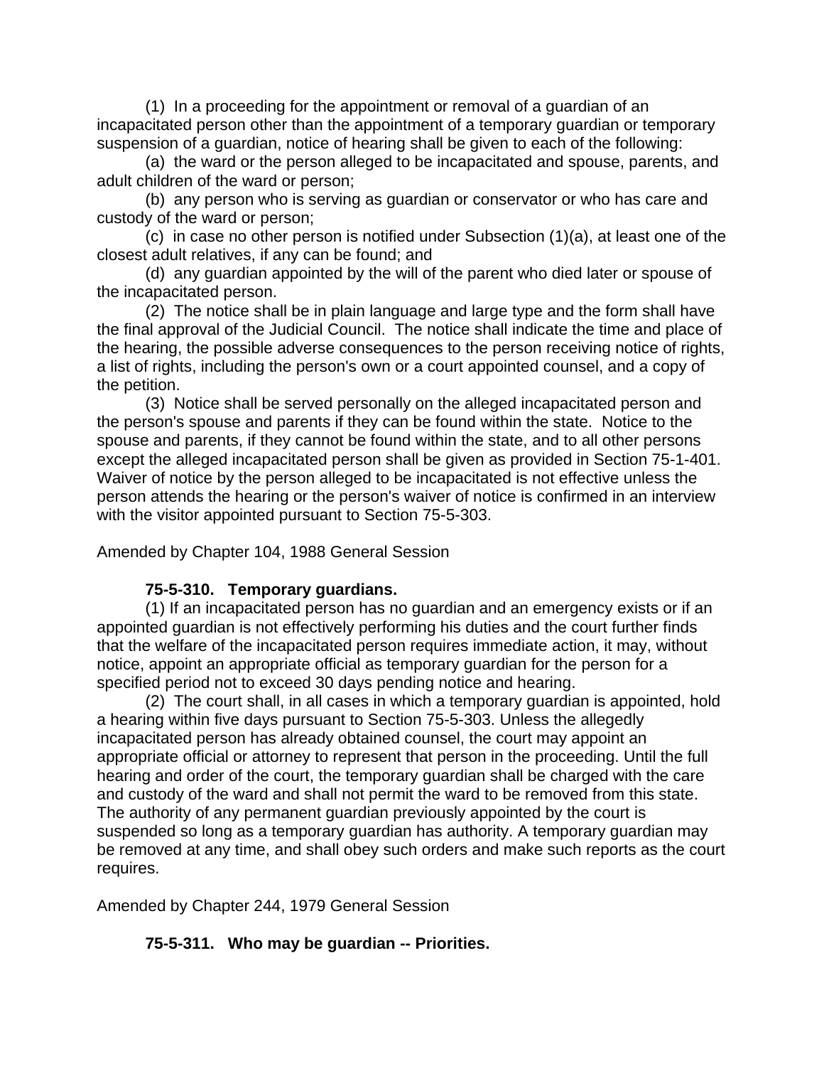(1) In a proceeding for the appointment or removal of a guardian of an incapacitated person other than the appointment of a temporary guardian or temporary suspension of a guardian, notice of hearing shall be given to each of the following:

(a) the ward or the person alleged to be incapacitated and spouse, parents, and adult children of the ward or person;

(b) any person who is serving as guardian or conservator or who has care and custody of the ward or person;

(c) in case no other person is notified under Subsection (1)(a), at least one of the closest adult relatives, if any can be found; and

(d) any guardian appointed by the will of the parent who died later or spouse of the incapacitated person.

(2) The notice shall be in plain language and large type and the form shall have the final approval of the Judicial Council. The notice shall indicate the time and place of the hearing, the possible adverse consequences to the person receiving notice of rights, a list of rights, including the person's own or a court appointed counsel, and a copy of the petition.

(3) Notice shall be served personally on the alleged incapacitated person and the person's spouse and parents if they can be found within the state. Notice to the spouse and parents, if they cannot be found within the state, and to all other persons except the alleged incapacitated person shall be given as provided in Section 75-1-401. Waiver of notice by the person alleged to be incapacitated is not effective unless the person attends the hearing or the person's waiver of notice is confirmed in an interview with the visitor appointed pursuant to Section 75-5-303.

Amended by Chapter 104, 1988 General Session

**75-5-310. Temporary guardians.**

(1) If an incapacitated person has no guardian and an emergency exists or if an appointed guardian is not effectively performing his duties and the court further finds that the welfare of the incapacitated person requires immediate action, it may, without notice, appoint an appropriate official as temporary guardian for the person for a specified period not to exceed 30 days pending notice and hearing.

(2) The court shall, in all cases in which a temporary guardian is appointed, hold a hearing within five days pursuant to Section 75-5-303. Unless the allegedly incapacitated person has already obtained counsel, the court may appoint an appropriate official or attorney to represent that person in the proceeding. Until the full hearing and order of the court, the temporary guardian shall be charged with the care and custody of the ward and shall not permit the ward to be removed from this state. The authority of any permanent guardian previously appointed by the court is suspended so long as a temporary guardian has authority. A temporary guardian may be removed at any time, and shall obey such orders and make such reports as the court requires.

Amended by Chapter 244, 1979 General Session

**75-5-311. Who may be guardian -- Priorities.**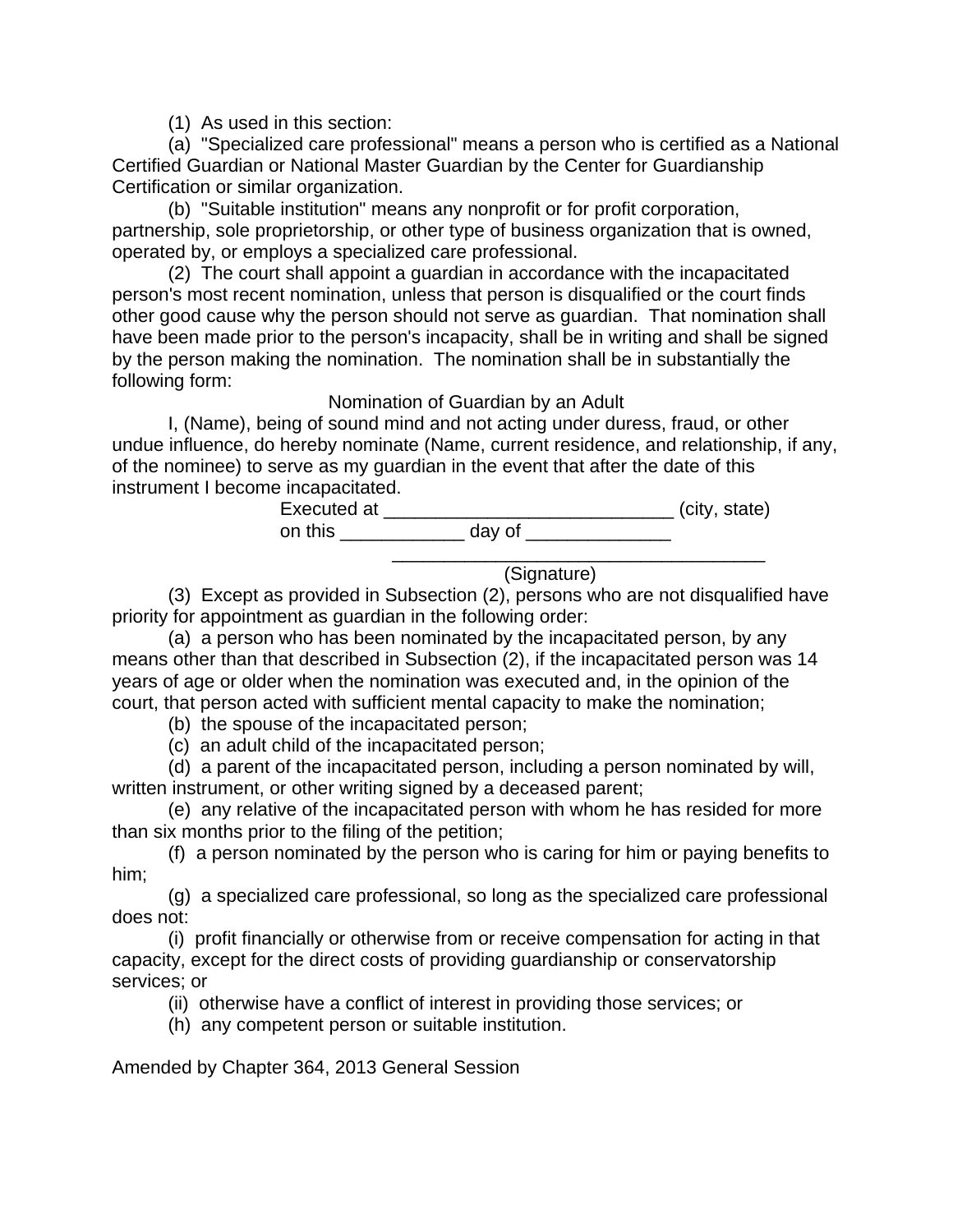(1) As used in this section:

(a) "Specialized care professional" means a person who is certified as a National Certified Guardian or National Master Guardian by the Center for Guardianship Certification or similar organization.

(b) "Suitable institution" means any nonprofit or for profit corporation, partnership, sole proprietorship, or other type of business organization that is owned, operated by, or employs a specialized care professional.

(2) The court shall appoint a guardian in accordance with the incapacitated person's most recent nomination, unless that person is disqualified or the court finds other good cause why the person should not serve as guardian. That nomination shall have been made prior to the person's incapacity, shall be in writing and shall be signed by the person making the nomination. The nomination shall be in substantially the following form:

Nomination of Guardian by an Adult

I, (Name), being of sound mind and not acting under duress, fraud, or other undue influence, do hereby nominate (Name, current residence, and relationship, if any, of the nominee) to serve as my guardian in the event that after the date of this instrument I become incapacitated.

Executed at ____________________________ (city, state)
on this ____________ day of ______________

_____________________________________
(Signature)

(3) Except as provided in Subsection (2), persons who are not disqualified have priority for appointment as guardian in the following order:

(a) a person who has been nominated by the incapacitated person, by any means other than that described in Subsection (2), if the incapacitated person was 14 years of age or older when the nomination was executed and, in the opinion of the court, that person acted with sufficient mental capacity to make the nomination;

(b) the spouse of the incapacitated person;

(c) an adult child of the incapacitated person;

(d) a parent of the incapacitated person, including a person nominated by will, written instrument, or other writing signed by a deceased parent;

(e) any relative of the incapacitated person with whom he has resided for more than six months prior to the filing of the petition;

(f) a person nominated by the person who is caring for him or paying benefits to him;

(g) a specialized care professional, so long as the specialized care professional does not:

(i) profit financially or otherwise from or receive compensation for acting in that capacity, except for the direct costs of providing guardianship or conservatorship services; or

(ii) otherwise have a conflict of interest in providing those services; or

(h) any competent person or suitable institution.

Amended by Chapter 364, 2013 General Session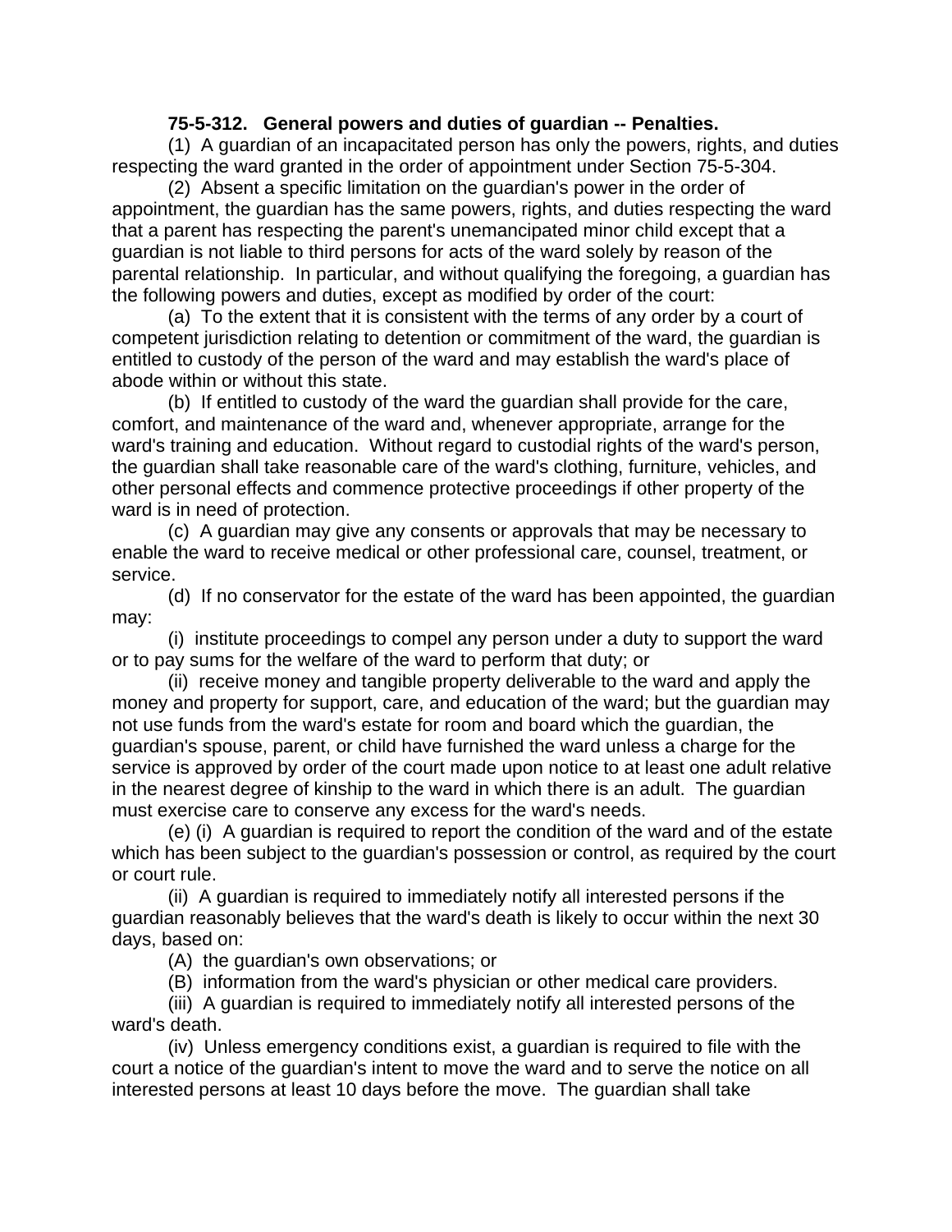**75-5-312. General powers and duties of guardian -- Penalties.**

(1) A guardian of an incapacitated person has only the powers, rights, and duties respecting the ward granted in the order of appointment under Section 75-5-304.

(2) Absent a specific limitation on the guardian's power in the order of appointment, the guardian has the same powers, rights, and duties respecting the ward that a parent has respecting the parent's unemancipated minor child except that a guardian is not liable to third persons for acts of the ward solely by reason of the parental relationship. In particular, and without qualifying the foregoing, a guardian has the following powers and duties, except as modified by order of the court:

(a) To the extent that it is consistent with the terms of any order by a court of competent jurisdiction relating to detention or commitment of the ward, the guardian is entitled to custody of the person of the ward and may establish the ward's place of abode within or without this state.

(b) If entitled to custody of the ward the guardian shall provide for the care, comfort, and maintenance of the ward and, whenever appropriate, arrange for the ward's training and education. Without regard to custodial rights of the ward's person, the guardian shall take reasonable care of the ward's clothing, furniture, vehicles, and other personal effects and commence protective proceedings if other property of the ward is in need of protection.

(c) A guardian may give any consents or approvals that may be necessary to enable the ward to receive medical or other professional care, counsel, treatment, or service.

(d) If no conservator for the estate of the ward has been appointed, the guardian may:

(i) institute proceedings to compel any person under a duty to support the ward or to pay sums for the welfare of the ward to perform that duty; or

(ii) receive money and tangible property deliverable to the ward and apply the money and property for support, care, and education of the ward; but the guardian may not use funds from the ward's estate for room and board which the guardian, the guardian's spouse, parent, or child have furnished the ward unless a charge for the service is approved by order of the court made upon notice to at least one adult relative in the nearest degree of kinship to the ward in which there is an adult. The guardian must exercise care to conserve any excess for the ward's needs.

(e) (i) A guardian is required to report the condition of the ward and of the estate which has been subject to the guardian's possession or control, as required by the court or court rule.

(ii) A guardian is required to immediately notify all interested persons if the guardian reasonably believes that the ward's death is likely to occur within the next 30 days, based on:

(A) the guardian's own observations; or

(B) information from the ward's physician or other medical care providers.

(iii) A guardian is required to immediately notify all interested persons of the ward's death.

(iv) Unless emergency conditions exist, a guardian is required to file with the court a notice of the guardian's intent to move the ward and to serve the notice on all interested persons at least 10 days before the move. The guardian shall take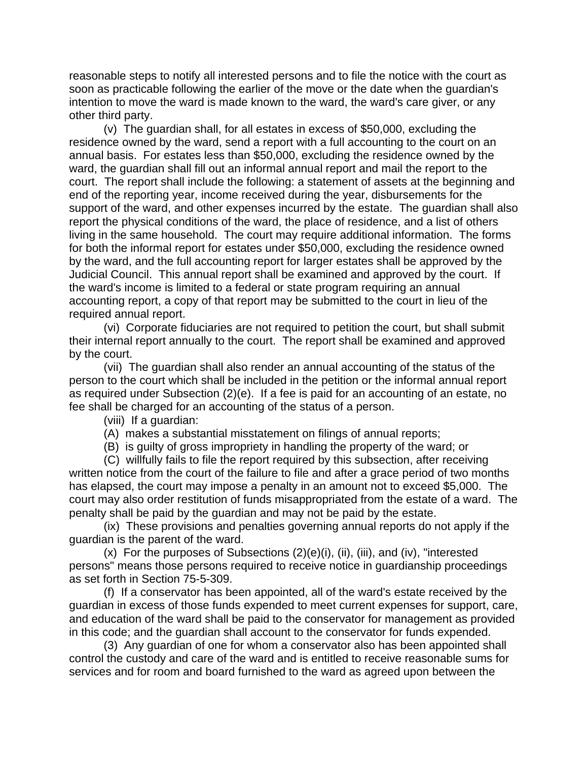reasonable steps to notify all interested persons and to file the notice with the court as soon as practicable following the earlier of the move or the date when the guardian's intention to move the ward is made known to the ward, the ward's care giver, or any other third party.

(v) The guardian shall, for all estates in excess of $50,000, excluding the residence owned by the ward, send a report with a full accounting to the court on an annual basis. For estates less than $50,000, excluding the residence owned by the ward, the guardian shall fill out an informal annual report and mail the report to the court. The report shall include the following: a statement of assets at the beginning and end of the reporting year, income received during the year, disbursements for the support of the ward, and other expenses incurred by the estate. The guardian shall also report the physical conditions of the ward, the place of residence, and a list of others living in the same household. The court may require additional information. The forms for both the informal report for estates under $50,000, excluding the residence owned by the ward, and the full accounting report for larger estates shall be approved by the Judicial Council. This annual report shall be examined and approved by the court. If the ward's income is limited to a federal or state program requiring an annual accounting report, a copy of that report may be submitted to the court in lieu of the required annual report.

(vi) Corporate fiduciaries are not required to petition the court, but shall submit their internal report annually to the court. The report shall be examined and approved by the court.

(vii) The guardian shall also render an annual accounting of the status of the person to the court which shall be included in the petition or the informal annual report as required under Subsection (2)(e). If a fee is paid for an accounting of an estate, no fee shall be charged for an accounting of the status of a person.

(viii) If a guardian:

(A) makes a substantial misstatement on filings of annual reports;

(B) is guilty of gross impropriety in handling the property of the ward; or

(C) willfully fails to file the report required by this subsection, after receiving written notice from the court of the failure to file and after a grace period of two months has elapsed, the court may impose a penalty in an amount not to exceed $5,000. The court may also order restitution of funds misappropriated from the estate of a ward. The penalty shall be paid by the guardian and may not be paid by the estate.

(ix) These provisions and penalties governing annual reports do not apply if the guardian is the parent of the ward.

(x) For the purposes of Subsections (2)(e)(i), (ii), (iii), and (iv), "interested persons" means those persons required to receive notice in guardianship proceedings as set forth in Section 75-5-309.

(f) If a conservator has been appointed, all of the ward's estate received by the guardian in excess of those funds expended to meet current expenses for support, care, and education of the ward shall be paid to the conservator for management as provided in this code; and the guardian shall account to the conservator for funds expended.

(3) Any guardian of one for whom a conservator also has been appointed shall control the custody and care of the ward and is entitled to receive reasonable sums for services and for room and board furnished to the ward as agreed upon between the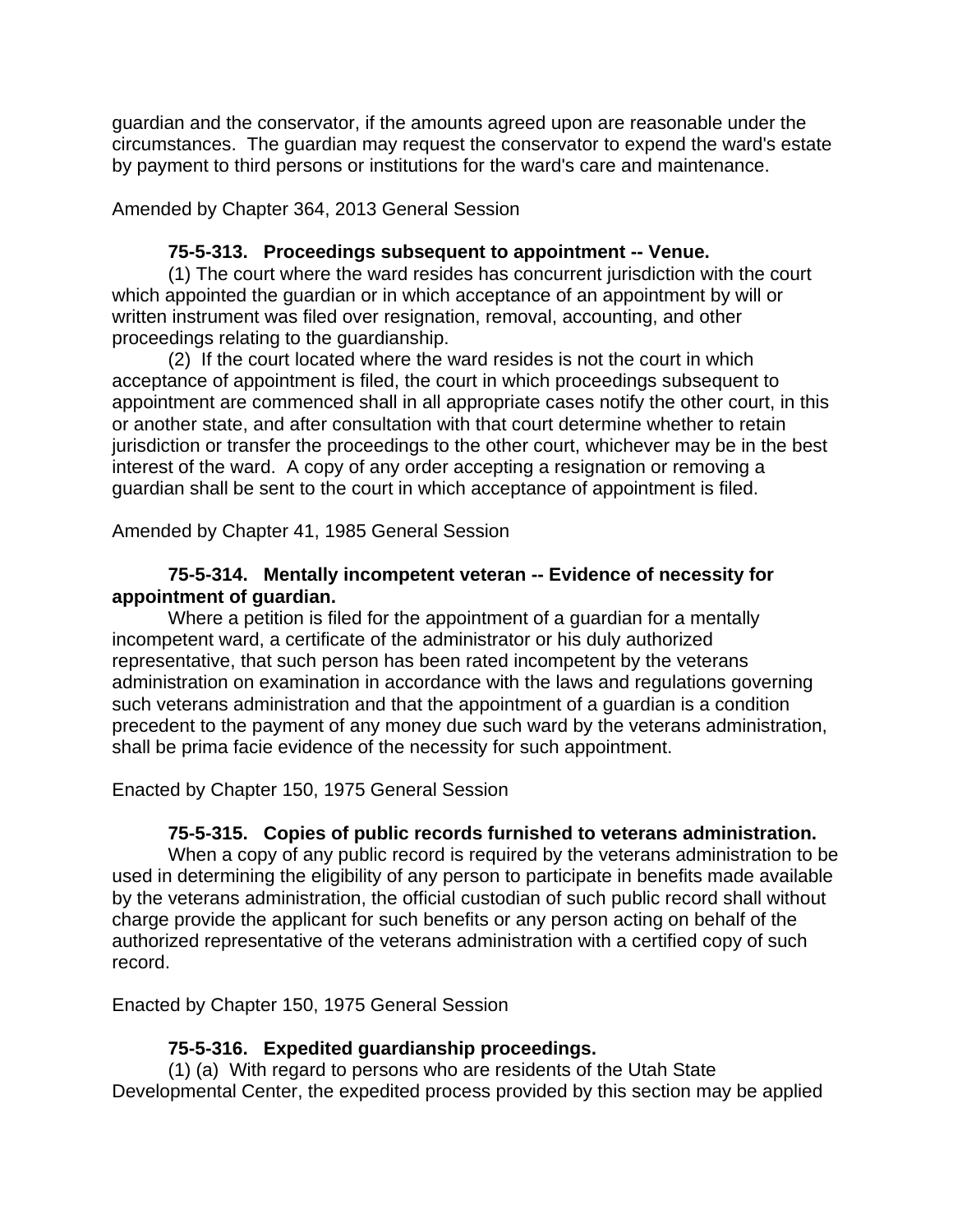guardian and the conservator, if the amounts agreed upon are reasonable under the circumstances. The guardian may request the conservator to expend the ward's estate by payment to third persons or institutions for the ward's care and maintenance.

Amended by Chapter 364, 2013 General Session

**75-5-313. Proceedings subsequent to appointment -- Venue.**

(1) The court where the ward resides has concurrent jurisdiction with the court which appointed the guardian or in which acceptance of an appointment by will or written instrument was filed over resignation, removal, accounting, and other proceedings relating to the guardianship.

(2) If the court located where the ward resides is not the court in which acceptance of appointment is filed, the court in which proceedings subsequent to appointment are commenced shall in all appropriate cases notify the other court, in this or another state, and after consultation with that court determine whether to retain jurisdiction or transfer the proceedings to the other court, whichever may be in the best interest of the ward. A copy of any order accepting a resignation or removing a guardian shall be sent to the court in which acceptance of appointment is filed.

Amended by Chapter 41, 1985 General Session

**75-5-314. Mentally incompetent veteran -- Evidence of necessity for appointment of guardian.**

Where a petition is filed for the appointment of a guardian for a mentally incompetent ward, a certificate of the administrator or his duly authorized representative, that such person has been rated incompetent by the veterans administration on examination in accordance with the laws and regulations governing such veterans administration and that the appointment of a guardian is a condition precedent to the payment of any money due such ward by the veterans administration, shall be prima facie evidence of the necessity for such appointment.

Enacted by Chapter 150, 1975 General Session

**75-5-315. Copies of public records furnished to veterans administration.**

When a copy of any public record is required by the veterans administration to be used in determining the eligibility of any person to participate in benefits made available by the veterans administration, the official custodian of such public record shall without charge provide the applicant for such benefits or any person acting on behalf of the authorized representative of the veterans administration with a certified copy of such record.

Enacted by Chapter 150, 1975 General Session

**75-5-316. Expedited guardianship proceedings.**

(1) (a) With regard to persons who are residents of the Utah State Developmental Center, the expedited process provided by this section may be applied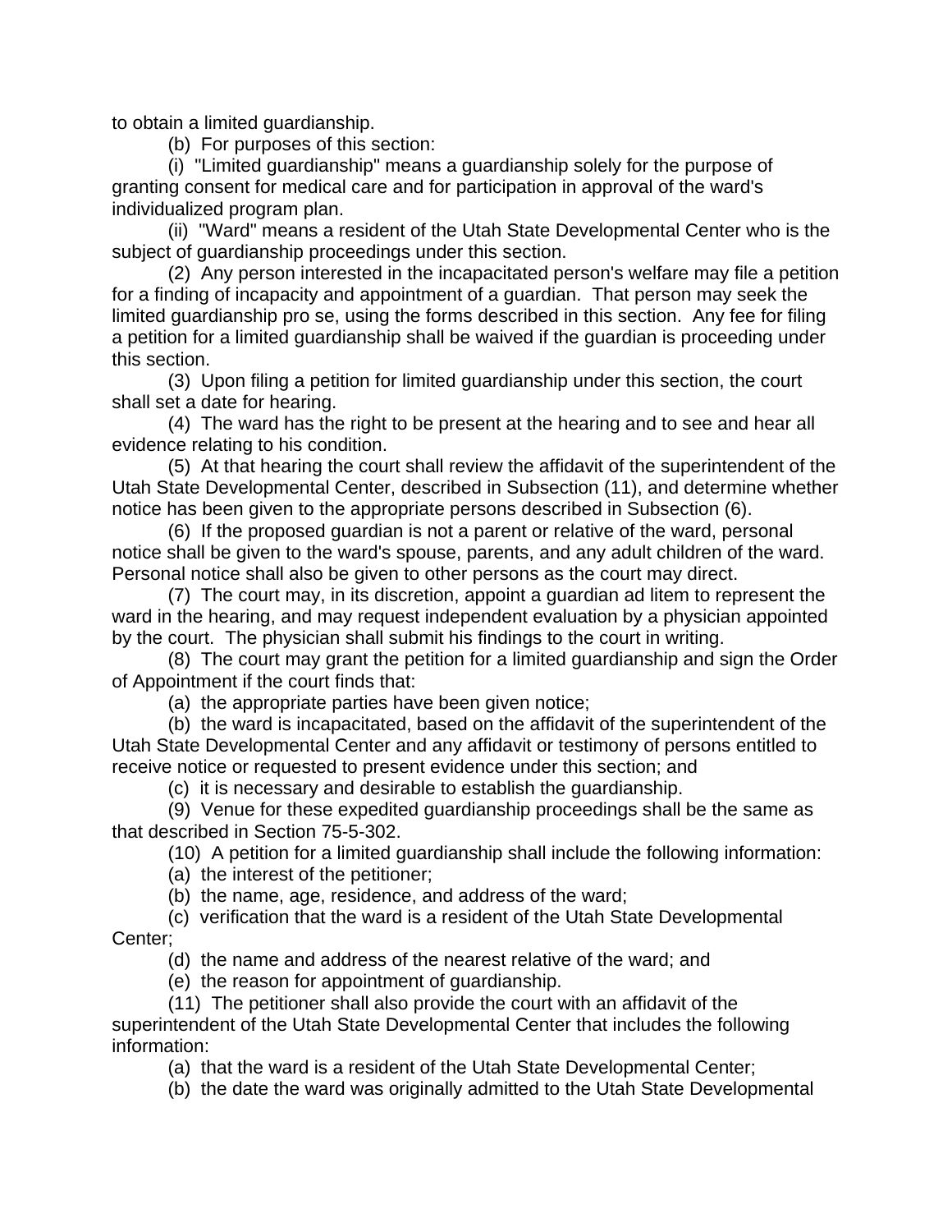to obtain a limited guardianship.

(b) For purposes of this section:

(i) "Limited guardianship" means a guardianship solely for the purpose of granting consent for medical care and for participation in approval of the ward's individualized program plan.

(ii) "Ward" means a resident of the Utah State Developmental Center who is the subject of guardianship proceedings under this section.

(2) Any person interested in the incapacitated person's welfare may file a petition for a finding of incapacity and appointment of a guardian. That person may seek the limited guardianship pro se, using the forms described in this section. Any fee for filing a petition for a limited guardianship shall be waived if the guardian is proceeding under this section.

(3) Upon filing a petition for limited guardianship under this section, the court shall set a date for hearing.

(4) The ward has the right to be present at the hearing and to see and hear all evidence relating to his condition.

(5) At that hearing the court shall review the affidavit of the superintendent of the Utah State Developmental Center, described in Subsection (11), and determine whether notice has been given to the appropriate persons described in Subsection (6).

(6) If the proposed guardian is not a parent or relative of the ward, personal notice shall be given to the ward's spouse, parents, and any adult children of the ward. Personal notice shall also be given to other persons as the court may direct.

(7) The court may, in its discretion, appoint a guardian ad litem to represent the ward in the hearing, and may request independent evaluation by a physician appointed by the court. The physician shall submit his findings to the court in writing.

(8) The court may grant the petition for a limited guardianship and sign the Order of Appointment if the court finds that:

(a) the appropriate parties have been given notice;

(b) the ward is incapacitated, based on the affidavit of the superintendent of the Utah State Developmental Center and any affidavit or testimony of persons entitled to receive notice or requested to present evidence under this section; and

(c) it is necessary and desirable to establish the guardianship.

(9) Venue for these expedited guardianship proceedings shall be the same as that described in Section 75-5-302.

(10) A petition for a limited guardianship shall include the following information:

(a) the interest of the petitioner;

(b) the name, age, residence, and address of the ward;

(c) verification that the ward is a resident of the Utah State Developmental Center;

(d) the name and address of the nearest relative of the ward; and

(e) the reason for appointment of guardianship.

(11) The petitioner shall also provide the court with an affidavit of the superintendent of the Utah State Developmental Center that includes the following information:

(a) that the ward is a resident of the Utah State Developmental Center;

(b) the date the ward was originally admitted to the Utah State Developmental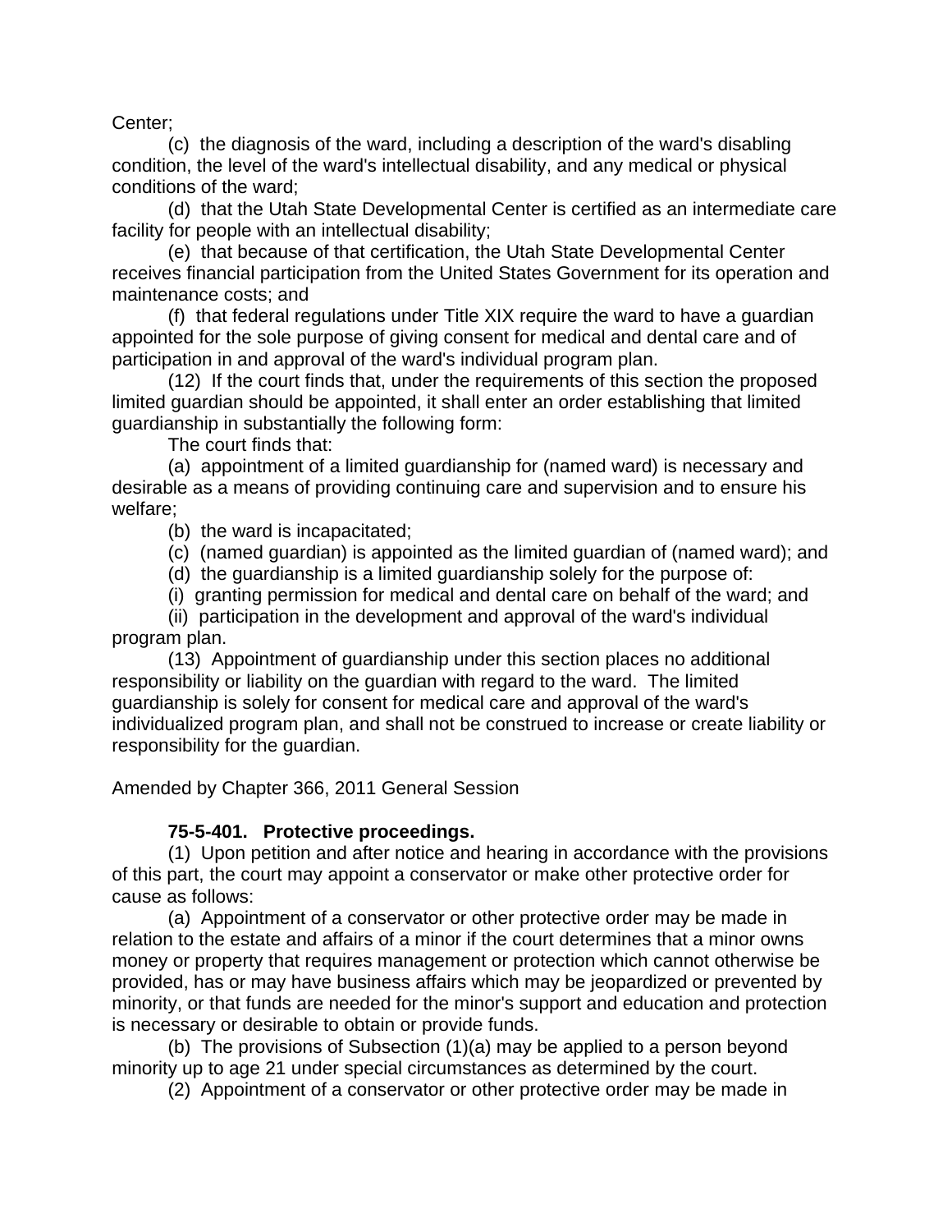Center;

(c) the diagnosis of the ward, including a description of the ward's disabling condition, the level of the ward's intellectual disability, and any medical or physical conditions of the ward;

(d) that the Utah State Developmental Center is certified as an intermediate care facility for people with an intellectual disability;

(e) that because of that certification, the Utah State Developmental Center receives financial participation from the United States Government for its operation and maintenance costs; and

(f) that federal regulations under Title XIX require the ward to have a guardian appointed for the sole purpose of giving consent for medical and dental care and of participation in and approval of the ward's individual program plan.

(12) If the court finds that, under the requirements of this section the proposed limited guardian should be appointed, it shall enter an order establishing that limited guardianship in substantially the following form:

The court finds that:

(a) appointment of a limited guardianship for (named ward) is necessary and desirable as a means of providing continuing care and supervision and to ensure his welfare;

(b) the ward is incapacitated;

(c) (named guardian) is appointed as the limited guardian of (named ward); and

(d) the guardianship is a limited guardianship solely for the purpose of:

(i) granting permission for medical and dental care on behalf of the ward; and

(ii) participation in the development and approval of the ward's individual program plan.

(13) Appointment of guardianship under this section places no additional responsibility or liability on the guardian with regard to the ward. The limited guardianship is solely for consent for medical care and approval of the ward's individualized program plan, and shall not be construed to increase or create liability or responsibility for the guardian.

Amended by Chapter 366, 2011 General Session

**75-5-401. Protective proceedings.**

(1) Upon petition and after notice and hearing in accordance with the provisions of this part, the court may appoint a conservator or make other protective order for cause as follows:

(a) Appointment of a conservator or other protective order may be made in relation to the estate and affairs of a minor if the court determines that a minor owns money or property that requires management or protection which cannot otherwise be provided, has or may have business affairs which may be jeopardized or prevented by minority, or that funds are needed for the minor's support and education and protection is necessary or desirable to obtain or provide funds.

(b) The provisions of Subsection (1)(a) may be applied to a person beyond minority up to age 21 under special circumstances as determined by the court.

(2) Appointment of a conservator or other protective order may be made in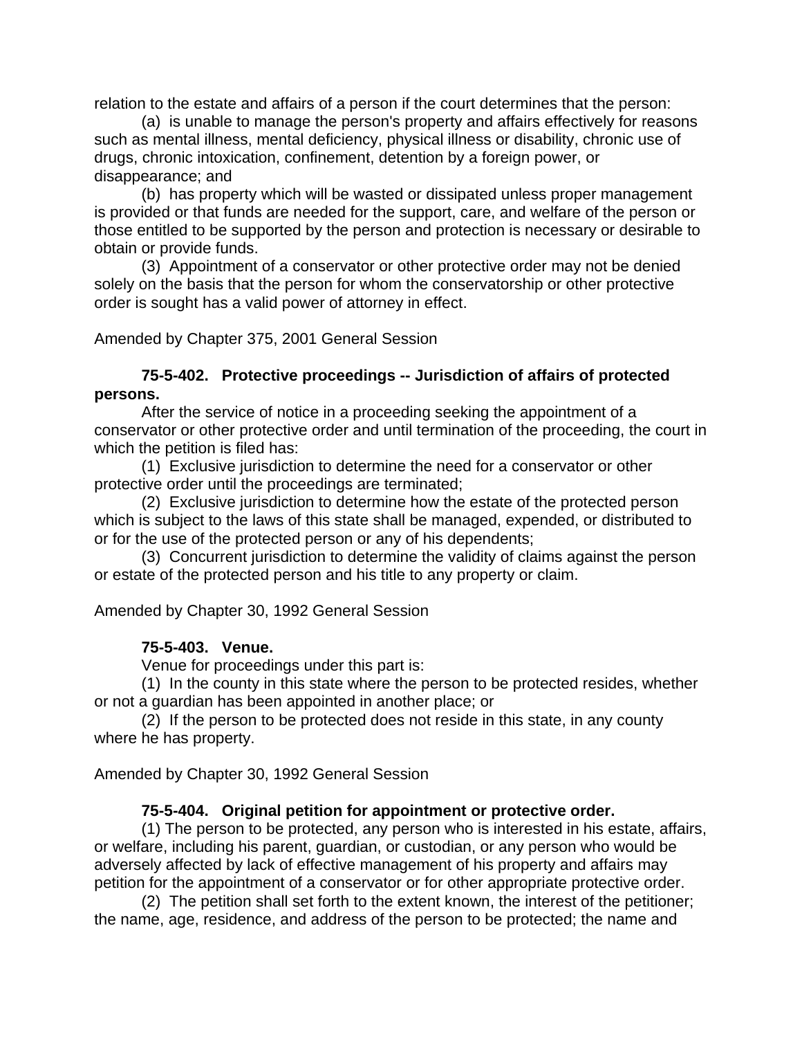relation to the estate and affairs of a person if the court determines that the person:

(a) is unable to manage the person's property and affairs effectively for reasons such as mental illness, mental deficiency, physical illness or disability, chronic use of drugs, chronic intoxication, confinement, detention by a foreign power, or disappearance; and

(b) has property which will be wasted or dissipated unless proper management is provided or that funds are needed for the support, care, and welfare of the person or those entitled to be supported by the person and protection is necessary or desirable to obtain or provide funds.

(3) Appointment of a conservator or other protective order may not be denied solely on the basis that the person for whom the conservatorship or other protective order is sought has a valid power of attorney in effect.

Amended by Chapter 375, 2001 General Session

**75-5-402. Protective proceedings -- Jurisdiction of affairs of protected persons.**

After the service of notice in a proceeding seeking the appointment of a conservator or other protective order and until termination of the proceeding, the court in which the petition is filed has:

(1) Exclusive jurisdiction to determine the need for a conservator or other protective order until the proceedings are terminated;

(2) Exclusive jurisdiction to determine how the estate of the protected person which is subject to the laws of this state shall be managed, expended, or distributed to or for the use of the protected person or any of his dependents;

(3) Concurrent jurisdiction to determine the validity of claims against the person or estate of the protected person and his title to any property or claim.

Amended by Chapter 30, 1992 General Session

**75-5-403. Venue.**

Venue for proceedings under this part is:

(1) In the county in this state where the person to be protected resides, whether or not a guardian has been appointed in another place; or

(2) If the person to be protected does not reside in this state, in any county where he has property.

Amended by Chapter 30, 1992 General Session

**75-5-404. Original petition for appointment or protective order.**

(1) The person to be protected, any person who is interested in his estate, affairs, or welfare, including his parent, guardian, or custodian, or any person who would be adversely affected by lack of effective management of his property and affairs may petition for the appointment of a conservator or for other appropriate protective order.

(2) The petition shall set forth to the extent known, the interest of the petitioner; the name, age, residence, and address of the person to be protected; the name and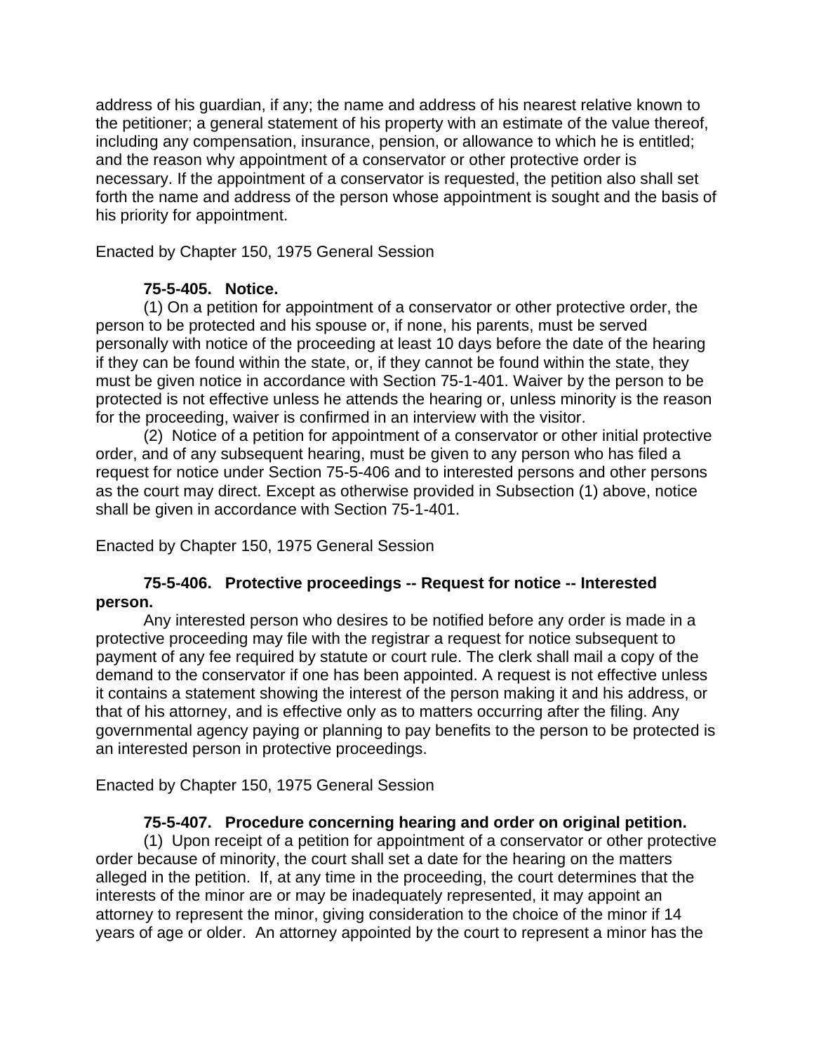address of his guardian, if any; the name and address of his nearest relative known to the petitioner; a general statement of his property with an estimate of the value thereof, including any compensation, insurance, pension, or allowance to which he is entitled; and the reason why appointment of a conservator or other protective order is necessary. If the appointment of a conservator is requested, the petition also shall set forth the name and address of the person whose appointment is sought and the basis of his priority for appointment.

Enacted by Chapter 150, 1975 General Session

**75-5-405. Notice.**

(1) On a petition for appointment of a conservator or other protective order, the person to be protected and his spouse or, if none, his parents, must be served personally with notice of the proceeding at least 10 days before the date of the hearing if they can be found within the state, or, if they cannot be found within the state, they must be given notice in accordance with Section 75-1-401. Waiver by the person to be protected is not effective unless he attends the hearing or, unless minority is the reason for the proceeding, waiver is confirmed in an interview with the visitor.

(2) Notice of a petition for appointment of a conservator or other initial protective order, and of any subsequent hearing, must be given to any person who has filed a request for notice under Section 75-5-406 and to interested persons and other persons as the court may direct. Except as otherwise provided in Subsection (1) above, notice shall be given in accordance with Section 75-1-401.

Enacted by Chapter 150, 1975 General Session

**75-5-406. Protective proceedings -- Request for notice -- Interested person.**

Any interested person who desires to be notified before any order is made in a protective proceeding may file with the registrar a request for notice subsequent to payment of any fee required by statute or court rule. The clerk shall mail a copy of the demand to the conservator if one has been appointed. A request is not effective unless it contains a statement showing the interest of the person making it and his address, or that of his attorney, and is effective only as to matters occurring after the filing. Any governmental agency paying or planning to pay benefits to the person to be protected is an interested person in protective proceedings.

Enacted by Chapter 150, 1975 General Session

**75-5-407. Procedure concerning hearing and order on original petition.**

(1) Upon receipt of a petition for appointment of a conservator or other protective order because of minority, the court shall set a date for the hearing on the matters alleged in the petition. If, at any time in the proceeding, the court determines that the interests of the minor are or may be inadequately represented, it may appoint an attorney to represent the minor, giving consideration to the choice of the minor if 14 years of age or older. An attorney appointed by the court to represent a minor has the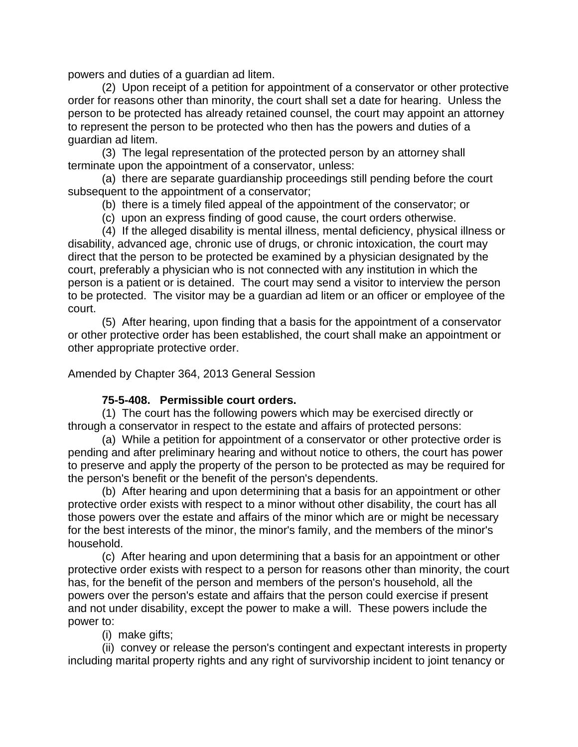powers and duties of a guardian ad litem.

(2) Upon receipt of a petition for appointment of a conservator or other protective order for reasons other than minority, the court shall set a date for hearing. Unless the person to be protected has already retained counsel, the court may appoint an attorney to represent the person to be protected who then has the powers and duties of a guardian ad litem.

(3) The legal representation of the protected person by an attorney shall terminate upon the appointment of a conservator, unless:

(a) there are separate guardianship proceedings still pending before the court subsequent to the appointment of a conservator;

(b) there is a timely filed appeal of the appointment of the conservator; or

(c) upon an express finding of good cause, the court orders otherwise.

(4) If the alleged disability is mental illness, mental deficiency, physical illness or disability, advanced age, chronic use of drugs, or chronic intoxication, the court may direct that the person to be protected be examined by a physician designated by the court, preferably a physician who is not connected with any institution in which the person is a patient or is detained. The court may send a visitor to interview the person to be protected. The visitor may be a guardian ad litem or an officer or employee of the court.

(5) After hearing, upon finding that a basis for the appointment of a conservator or other protective order has been established, the court shall make an appointment or other appropriate protective order.

Amended by Chapter 364, 2013 General Session

**75-5-408. Permissible court orders.**

(1) The court has the following powers which may be exercised directly or through a conservator in respect to the estate and affairs of protected persons:

(a) While a petition for appointment of a conservator or other protective order is pending and after preliminary hearing and without notice to others, the court has power to preserve and apply the property of the person to be protected as may be required for the person's benefit or the benefit of the person's dependents.

(b) After hearing and upon determining that a basis for an appointment or other protective order exists with respect to a minor without other disability, the court has all those powers over the estate and affairs of the minor which are or might be necessary for the best interests of the minor, the minor's family, and the members of the minor's household.

(c) After hearing and upon determining that a basis for an appointment or other protective order exists with respect to a person for reasons other than minority, the court has, for the benefit of the person and members of the person's household, all the powers over the person's estate and affairs that the person could exercise if present and not under disability, except the power to make a will. These powers include the power to:

(i) make gifts;

(ii) convey or release the person's contingent and expectant interests in property including marital property rights and any right of survivorship incident to joint tenancy or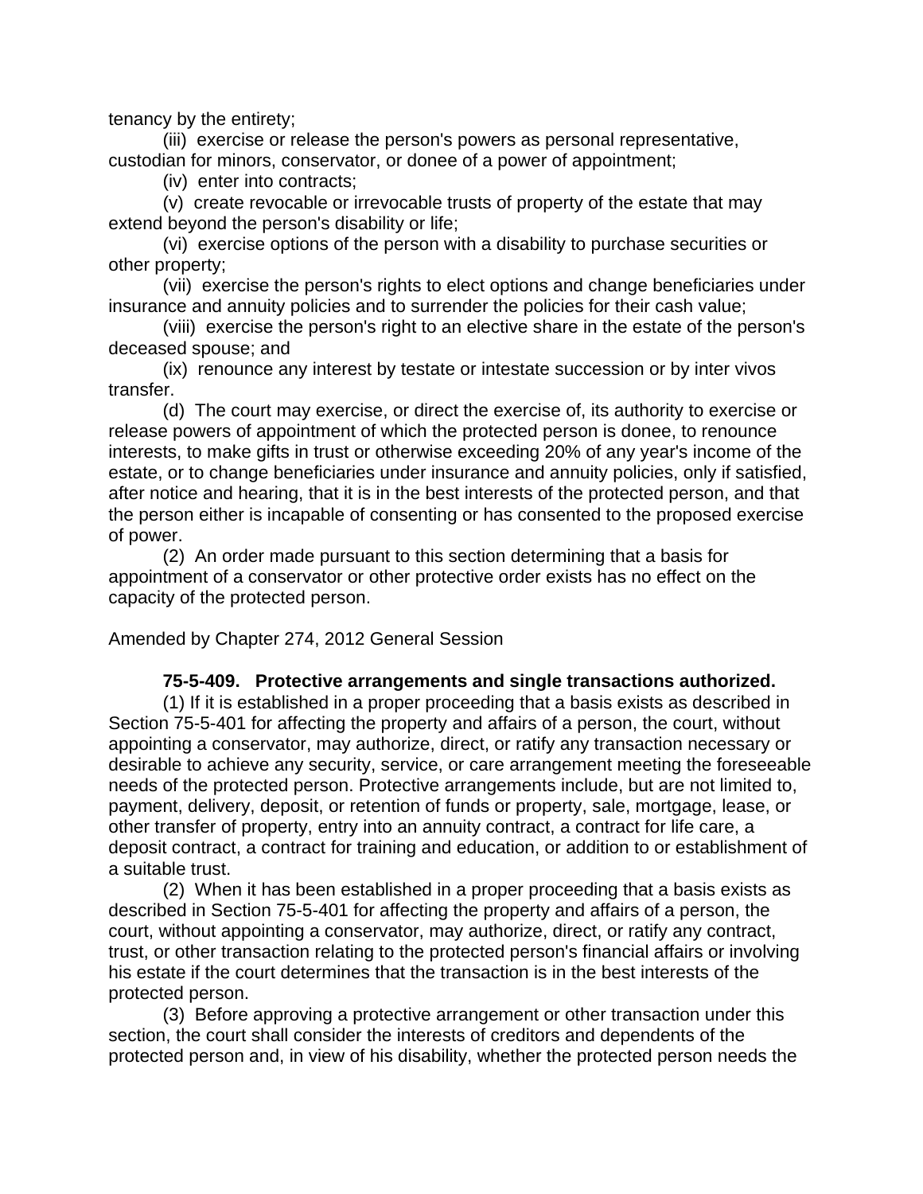tenancy by the entirety;

(iii) exercise or release the person's powers as personal representative, custodian for minors, conservator, or donee of a power of appointment;

(iv) enter into contracts;

(v) create revocable or irrevocable trusts of property of the estate that may extend beyond the person's disability or life;

(vi) exercise options of the person with a disability to purchase securities or other property;

(vii) exercise the person's rights to elect options and change beneficiaries under insurance and annuity policies and to surrender the policies for their cash value;

(viii) exercise the person's right to an elective share in the estate of the person's deceased spouse; and

(ix) renounce any interest by testate or intestate succession or by inter vivos transfer.

(d) The court may exercise, or direct the exercise of, its authority to exercise or release powers of appointment of which the protected person is donee, to renounce interests, to make gifts in trust or otherwise exceeding 20% of any year's income of the estate, or to change beneficiaries under insurance and annuity policies, only if satisfied, after notice and hearing, that it is in the best interests of the protected person, and that the person either is incapable of consenting or has consented to the proposed exercise of power.

(2) An order made pursuant to this section determining that a basis for appointment of a conservator or other protective order exists has no effect on the capacity of the protected person.

Amended by Chapter 274, 2012 General Session

**75-5-409. Protective arrangements and single transactions authorized.**

(1) If it is established in a proper proceeding that a basis exists as described in Section 75-5-401 for affecting the property and affairs of a person, the court, without appointing a conservator, may authorize, direct, or ratify any transaction necessary or desirable to achieve any security, service, or care arrangement meeting the foreseeable needs of the protected person. Protective arrangements include, but are not limited to, payment, delivery, deposit, or retention of funds or property, sale, mortgage, lease, or other transfer of property, entry into an annuity contract, a contract for life care, a deposit contract, a contract for training and education, or addition to or establishment of a suitable trust.

(2) When it has been established in a proper proceeding that a basis exists as described in Section 75-5-401 for affecting the property and affairs of a person, the court, without appointing a conservator, may authorize, direct, or ratify any contract, trust, or other transaction relating to the protected person's financial affairs or involving his estate if the court determines that the transaction is in the best interests of the protected person.

(3) Before approving a protective arrangement or other transaction under this section, the court shall consider the interests of creditors and dependents of the protected person and, in view of his disability, whether the protected person needs the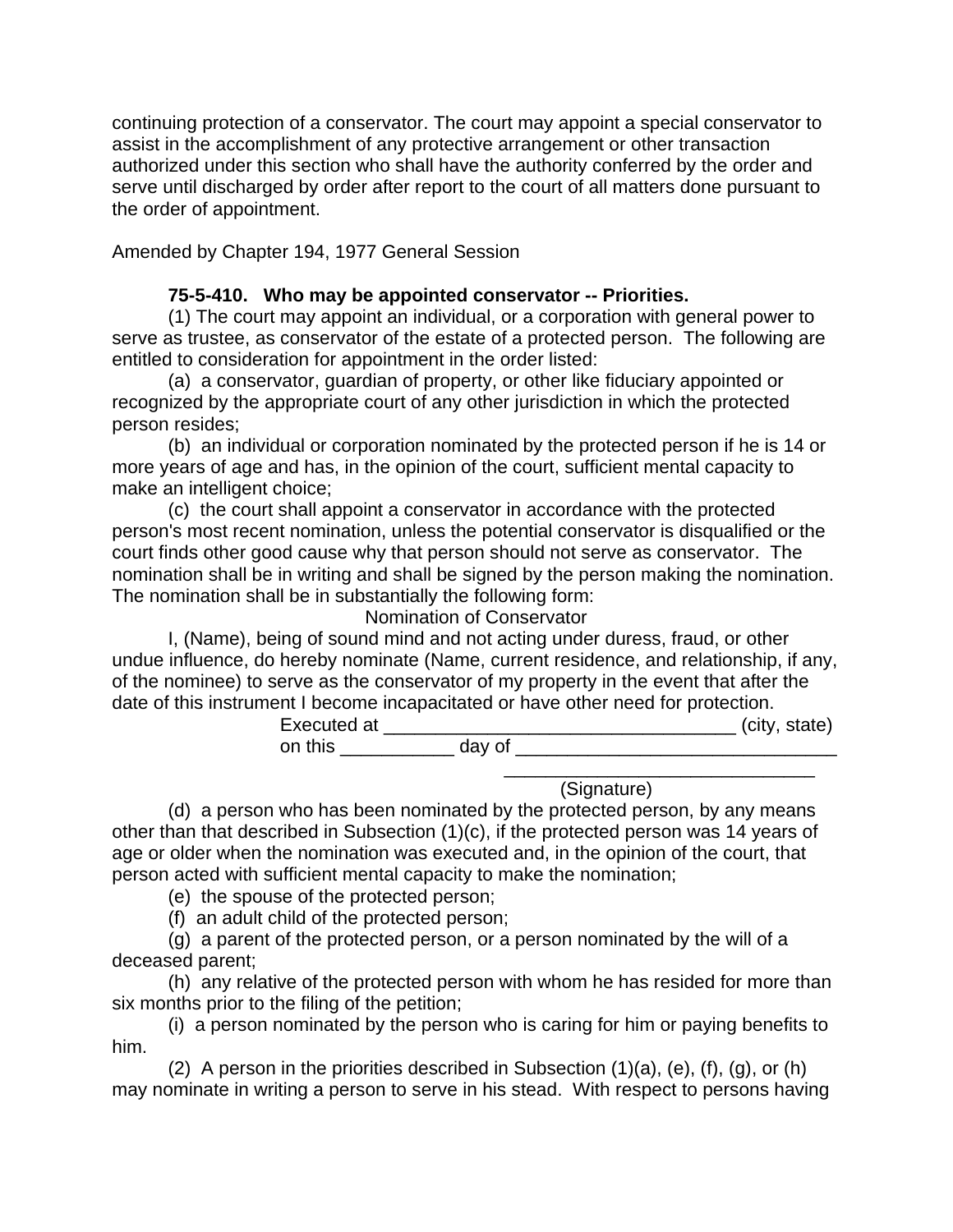continuing protection of a conservator. The court may appoint a special conservator to assist in the accomplishment of any protective arrangement or other transaction authorized under this section who shall have the authority conferred by the order and serve until discharged by order after report to the court of all matters done pursuant to the order of appointment.

Amended by Chapter 194, 1977 General Session

**75-5-410. Who may be appointed conservator -- Priorities.**

(1) The court may appoint an individual, or a corporation with general power to serve as trustee, as conservator of the estate of a protected person. The following are entitled to consideration for appointment in the order listed:

(a) a conservator, guardian of property, or other like fiduciary appointed or recognized by the appropriate court of any other jurisdiction in which the protected person resides;

(b) an individual or corporation nominated by the protected person if he is 14 or more years of age and has, in the opinion of the court, sufficient mental capacity to make an intelligent choice;

(c) the court shall appoint a conservator in accordance with the protected person's most recent nomination, unless the potential conservator is disqualified or the court finds other good cause why that person should not serve as conservator. The nomination shall be in writing and shall be signed by the person making the nomination. The nomination shall be in substantially the following form:

Nomination of Conservator

I, (Name), being of sound mind and not acting under duress, fraud, or other undue influence, do hereby nominate (Name, current residence, and relationship, if any, of the nominee) to serve as the conservator of my property in the event that after the date of this instrument I become incapacitated or have other need for protection.

Executed at __________________________________ (city, state)

on this ___________ day of _______________________________

_______________________________

(Signature)

(d) a person who has been nominated by the protected person, by any means other than that described in Subsection (1)(c), if the protected person was 14 years of age or older when the nomination was executed and, in the opinion of the court, that person acted with sufficient mental capacity to make the nomination;

(e) the spouse of the protected person;

(f) an adult child of the protected person;

(g) a parent of the protected person, or a person nominated by the will of a deceased parent;

(h) any relative of the protected person with whom he has resided for more than six months prior to the filing of the petition;

(i) a person nominated by the person who is caring for him or paying benefits to him.

(2) A person in the priorities described in Subsection (1)(a), (e), (f), (g), or (h) may nominate in writing a person to serve in his stead. With respect to persons having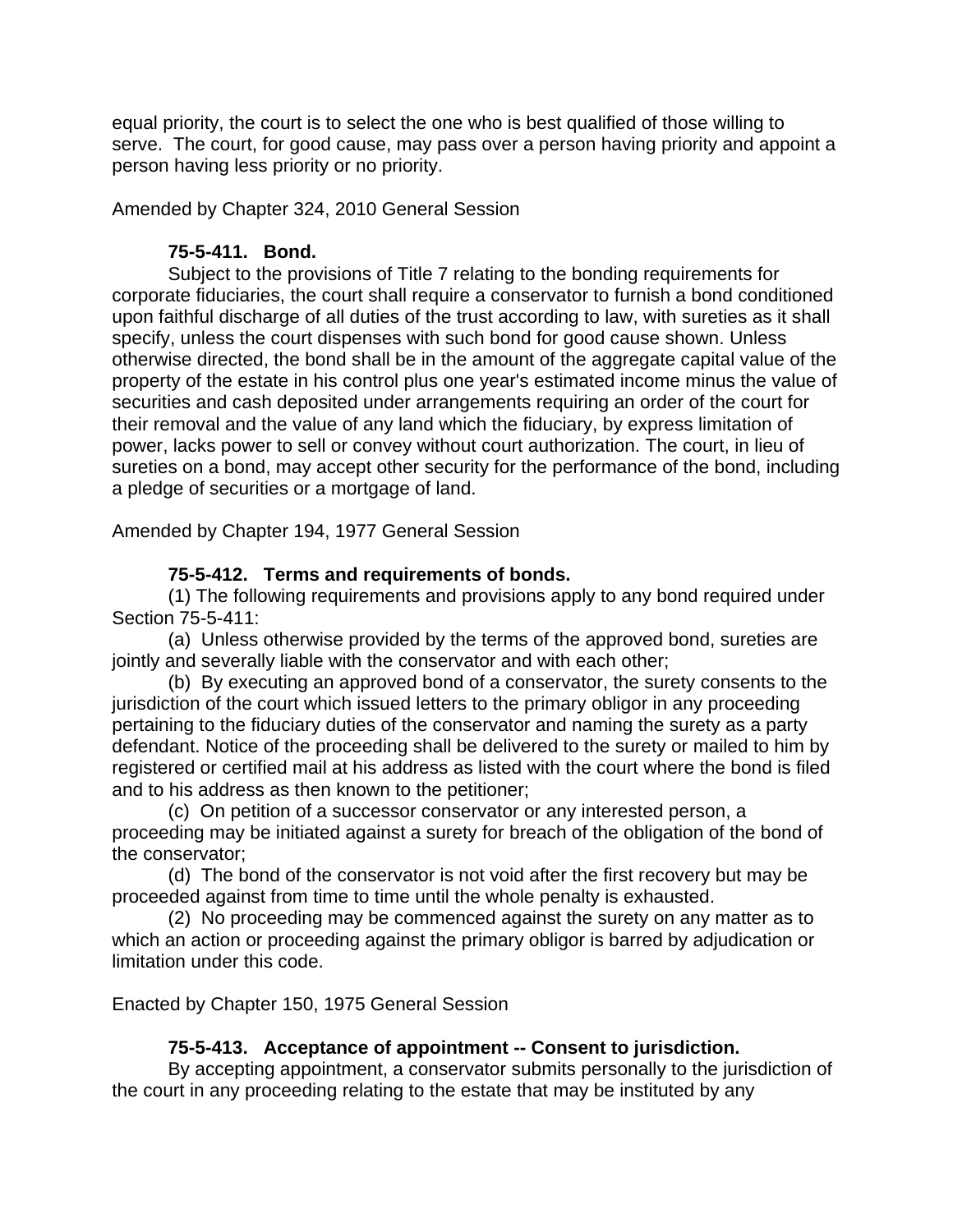equal priority, the court is to select the one who is best qualified of those willing to serve. The court, for good cause, may pass over a person having priority and appoint a person having less priority or no priority.

Amended by Chapter 324, 2010 General Session

**75-5-411. Bond.**

Subject to the provisions of Title 7 relating to the bonding requirements for corporate fiduciaries, the court shall require a conservator to furnish a bond conditioned upon faithful discharge of all duties of the trust according to law, with sureties as it shall specify, unless the court dispenses with such bond for good cause shown. Unless otherwise directed, the bond shall be in the amount of the aggregate capital value of the property of the estate in his control plus one year's estimated income minus the value of securities and cash deposited under arrangements requiring an order of the court for their removal and the value of any land which the fiduciary, by express limitation of power, lacks power to sell or convey without court authorization. The court, in lieu of sureties on a bond, may accept other security for the performance of the bond, including a pledge of securities or a mortgage of land.

Amended by Chapter 194, 1977 General Session

**75-5-412. Terms and requirements of bonds.**

(1) The following requirements and provisions apply to any bond required under Section 75-5-411:

(a) Unless otherwise provided by the terms of the approved bond, sureties are jointly and severally liable with the conservator and with each other;

(b) By executing an approved bond of a conservator, the surety consents to the jurisdiction of the court which issued letters to the primary obligor in any proceeding pertaining to the fiduciary duties of the conservator and naming the surety as a party defendant. Notice of the proceeding shall be delivered to the surety or mailed to him by registered or certified mail at his address as listed with the court where the bond is filed and to his address as then known to the petitioner;

(c) On petition of a successor conservator or any interested person, a proceeding may be initiated against a surety for breach of the obligation of the bond of the conservator;

(d) The bond of the conservator is not void after the first recovery but may be proceeded against from time to time until the whole penalty is exhausted.

(2) No proceeding may be commenced against the surety on any matter as to which an action or proceeding against the primary obligor is barred by adjudication or limitation under this code.

Enacted by Chapter 150, 1975 General Session

**75-5-413. Acceptance of appointment -- Consent to jurisdiction.**

By accepting appointment, a conservator submits personally to the jurisdiction of the court in any proceeding relating to the estate that may be instituted by any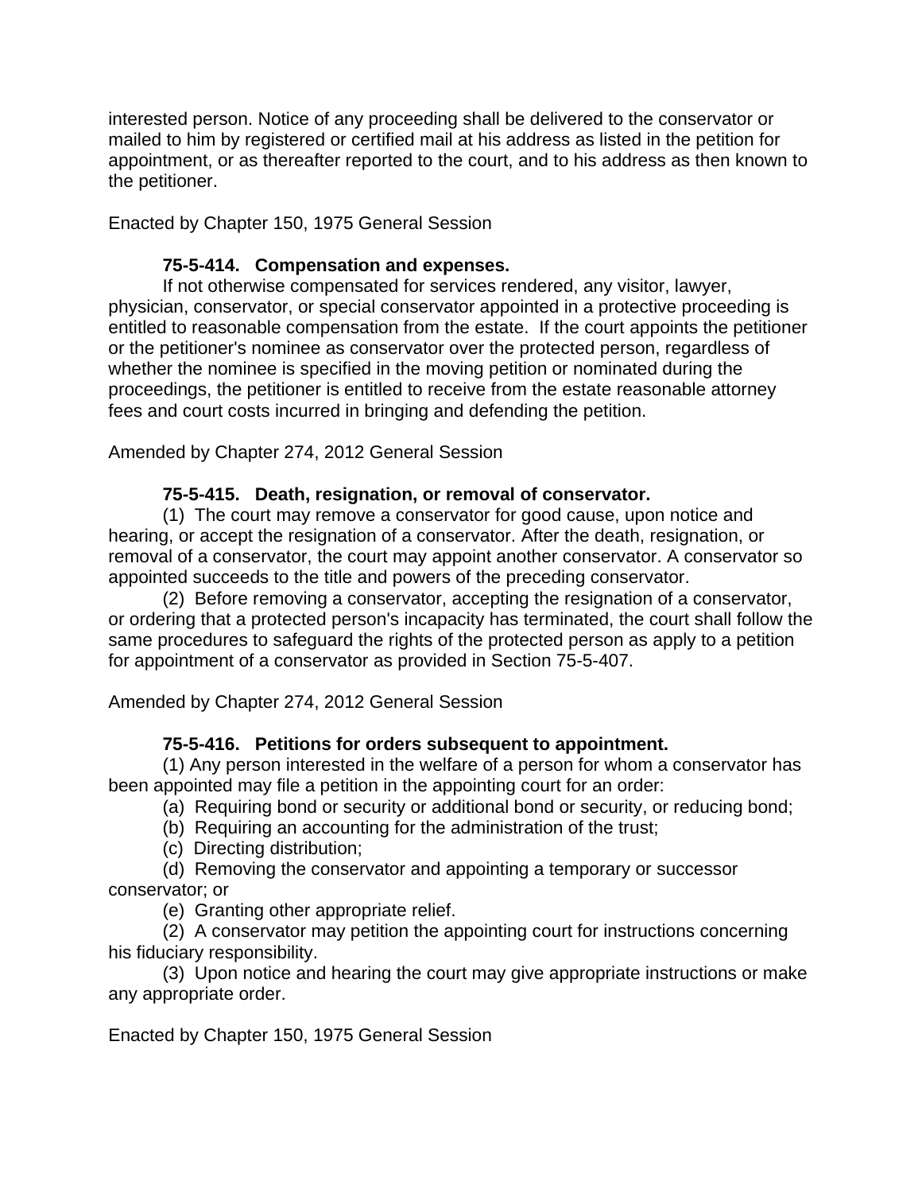interested person. Notice of any proceeding shall be delivered to the conservator or mailed to him by registered or certified mail at his address as listed in the petition for appointment, or as thereafter reported to the court, and to his address as then known to the petitioner.

Enacted by Chapter 150, 1975 General Session

### 75-5-414. Compensation and expenses.

If not otherwise compensated for services rendered, any visitor, lawyer, physician, conservator, or special conservator appointed in a protective proceeding is entitled to reasonable compensation from the estate. If the court appoints the petitioner or the petitioner's nominee as conservator over the protected person, regardless of whether the nominee is specified in the moving petition or nominated during the proceedings, the petitioner is entitled to receive from the estate reasonable attorney fees and court costs incurred in bringing and defending the petition.

Amended by Chapter 274, 2012 General Session

### 75-5-415. Death, resignation, or removal of conservator.

(1) The court may remove a conservator for good cause, upon notice and hearing, or accept the resignation of a conservator. After the death, resignation, or removal of a conservator, the court may appoint another conservator. A conservator so appointed succeeds to the title and powers of the preceding conservator.

(2) Before removing a conservator, accepting the resignation of a conservator, or ordering that a protected person's incapacity has terminated, the court shall follow the same procedures to safeguard the rights of the protected person as apply to a petition for appointment of a conservator as provided in Section 75-5-407.

Amended by Chapter 274, 2012 General Session

### 75-5-416. Petitions for orders subsequent to appointment.

(1) Any person interested in the welfare of a person for whom a conservator has been appointed may file a petition in the appointing court for an order:

(a) Requiring bond or security or additional bond or security, or reducing bond;

(b) Requiring an accounting for the administration of the trust;

(c) Directing distribution;

(d) Removing the conservator and appointing a temporary or successor conservator; or

(e) Granting other appropriate relief.

(2) A conservator may petition the appointing court for instructions concerning his fiduciary responsibility.

(3) Upon notice and hearing the court may give appropriate instructions or make any appropriate order.

Enacted by Chapter 150, 1975 General Session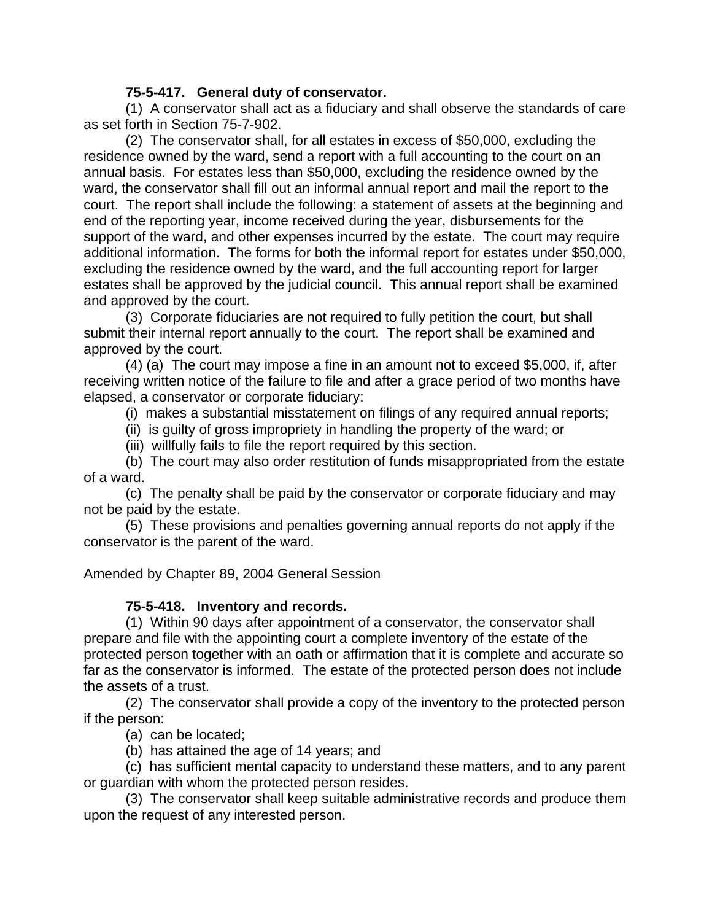**75-5-417. General duty of conservator.**

(1) A conservator shall act as a fiduciary and shall observe the standards of care as set forth in Section 75-7-902.

(2) The conservator shall, for all estates in excess of $50,000, excluding the residence owned by the ward, send a report with a full accounting to the court on an annual basis. For estates less than $50,000, excluding the residence owned by the ward, the conservator shall fill out an informal annual report and mail the report to the court. The report shall include the following: a statement of assets at the beginning and end of the reporting year, income received during the year, disbursements for the support of the ward, and other expenses incurred by the estate. The court may require additional information. The forms for both the informal report for estates under $50,000, excluding the residence owned by the ward, and the full accounting report for larger estates shall be approved by the judicial council. This annual report shall be examined and approved by the court.

(3) Corporate fiduciaries are not required to fully petition the court, but shall submit their internal report annually to the court. The report shall be examined and approved by the court.

(4) (a) The court may impose a fine in an amount not to exceed $5,000, if, after receiving written notice of the failure to file and after a grace period of two months have elapsed, a conservator or corporate fiduciary:

(i) makes a substantial misstatement on filings of any required annual reports;

(ii) is guilty of gross impropriety in handling the property of the ward; or

(iii) willfully fails to file the report required by this section.

(b) The court may also order restitution of funds misappropriated from the estate of a ward.

(c) The penalty shall be paid by the conservator or corporate fiduciary and may not be paid by the estate.

(5) These provisions and penalties governing annual reports do not apply if the conservator is the parent of the ward.

Amended by Chapter 89, 2004 General Session

**75-5-418. Inventory and records.**

(1) Within 90 days after appointment of a conservator, the conservator shall prepare and file with the appointing court a complete inventory of the estate of the protected person together with an oath or affirmation that it is complete and accurate so far as the conservator is informed. The estate of the protected person does not include the assets of a trust.

(2) The conservator shall provide a copy of the inventory to the protected person if the person:

(a) can be located;

(b) has attained the age of 14 years; and

(c) has sufficient mental capacity to understand these matters, and to any parent or guardian with whom the protected person resides.

(3) The conservator shall keep suitable administrative records and produce them upon the request of any interested person.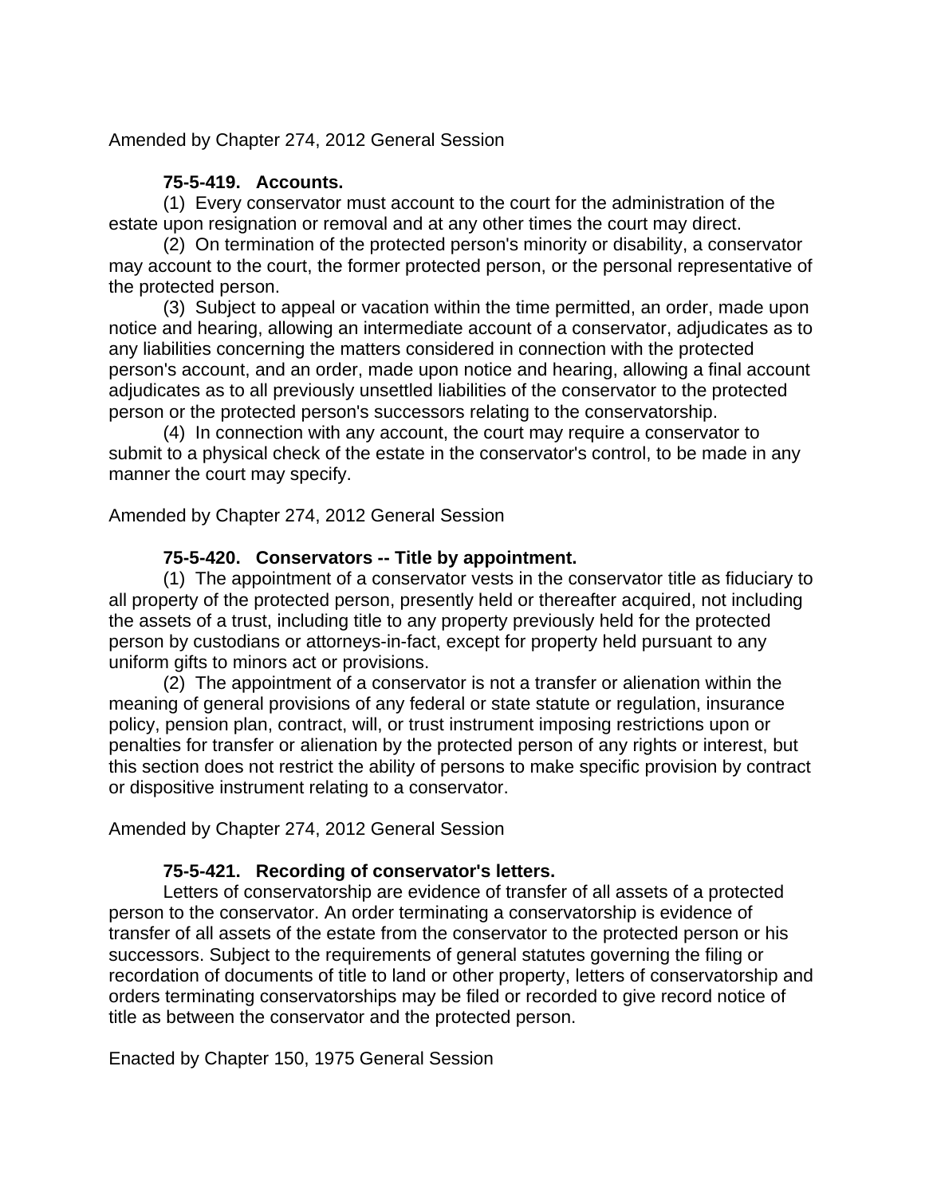Amended by Chapter 274, 2012 General Session

**75-5-419. Accounts.**

(1) Every conservator must account to the court for the administration of the estate upon resignation or removal and at any other times the court may direct.

(2) On termination of the protected person's minority or disability, a conservator may account to the court, the former protected person, or the personal representative of the protected person.

(3) Subject to appeal or vacation within the time permitted, an order, made upon notice and hearing, allowing an intermediate account of a conservator, adjudicates as to any liabilities concerning the matters considered in connection with the protected person's account, and an order, made upon notice and hearing, allowing a final account adjudicates as to all previously unsettled liabilities of the conservator to the protected person or the protected person's successors relating to the conservatorship.

(4) In connection with any account, the court may require a conservator to submit to a physical check of the estate in the conservator's control, to be made in any manner the court may specify.

Amended by Chapter 274, 2012 General Session

**75-5-420. Conservators -- Title by appointment.**

(1) The appointment of a conservator vests in the conservator title as fiduciary to all property of the protected person, presently held or thereafter acquired, not including the assets of a trust, including title to any property previously held for the protected person by custodians or attorneys-in-fact, except for property held pursuant to any uniform gifts to minors act or provisions.

(2) The appointment of a conservator is not a transfer or alienation within the meaning of general provisions of any federal or state statute or regulation, insurance policy, pension plan, contract, will, or trust instrument imposing restrictions upon or penalties for transfer or alienation by the protected person of any rights or interest, but this section does not restrict the ability of persons to make specific provision by contract or dispositive instrument relating to a conservator.

Amended by Chapter 274, 2012 General Session

**75-5-421. Recording of conservator's letters.**

Letters of conservatorship are evidence of transfer of all assets of a protected person to the conservator. An order terminating a conservatorship is evidence of transfer of all assets of the estate from the conservator to the protected person or his successors. Subject to the requirements of general statutes governing the filing or recordation of documents of title to land or other property, letters of conservatorship and orders terminating conservatorships may be filed or recorded to give record notice of title as between the conservator and the protected person.

Enacted by Chapter 150, 1975 General Session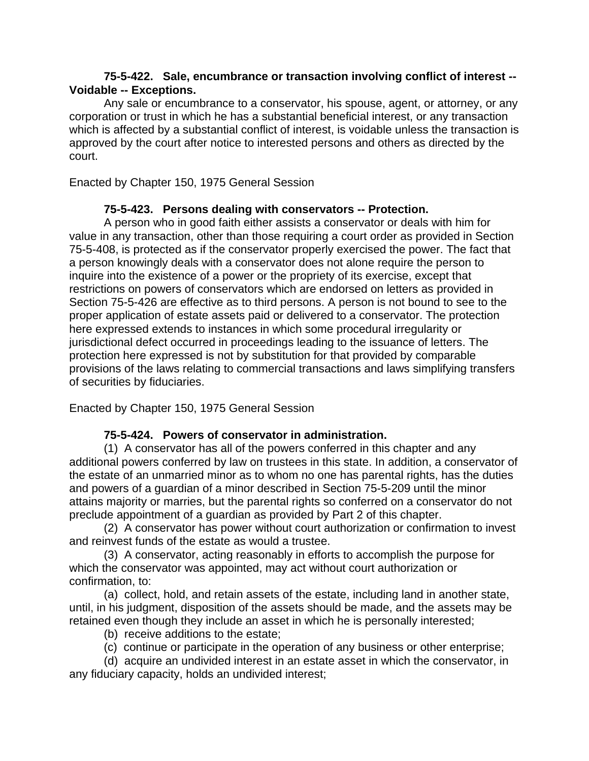**75-5-422. Sale, encumbrance or transaction involving conflict of interest -- Voidable -- Exceptions.**

Any sale or encumbrance to a conservator, his spouse, agent, or attorney, or any corporation or trust in which he has a substantial beneficial interest, or any transaction which is affected by a substantial conflict of interest, is voidable unless the transaction is approved by the court after notice to interested persons and others as directed by the court.

Enacted by Chapter 150, 1975 General Session

**75-5-423. Persons dealing with conservators -- Protection.**

A person who in good faith either assists a conservator or deals with him for value in any transaction, other than those requiring a court order as provided in Section 75-5-408, is protected as if the conservator properly exercised the power. The fact that a person knowingly deals with a conservator does not alone require the person to inquire into the existence of a power or the propriety of its exercise, except that restrictions on powers of conservators which are endorsed on letters as provided in Section 75-5-426 are effective as to third persons. A person is not bound to see to the proper application of estate assets paid or delivered to a conservator. The protection here expressed extends to instances in which some procedural irregularity or jurisdictional defect occurred in proceedings leading to the issuance of letters. The protection here expressed is not by substitution for that provided by comparable provisions of the laws relating to commercial transactions and laws simplifying transfers of securities by fiduciaries.

Enacted by Chapter 150, 1975 General Session

**75-5-424. Powers of conservator in administration.**

(1) A conservator has all of the powers conferred in this chapter and any additional powers conferred by law on trustees in this state. In addition, a conservator of the estate of an unmarried minor as to whom no one has parental rights, has the duties and powers of a guardian of a minor described in Section 75-5-209 until the minor attains majority or marries, but the parental rights so conferred on a conservator do not preclude appointment of a guardian as provided by Part 2 of this chapter.

(2) A conservator has power without court authorization or confirmation to invest and reinvest funds of the estate as would a trustee.

(3) A conservator, acting reasonably in efforts to accomplish the purpose for which the conservator was appointed, may act without court authorization or confirmation, to:

(a) collect, hold, and retain assets of the estate, including land in another state, until, in his judgment, disposition of the assets should be made, and the assets may be retained even though they include an asset in which he is personally interested;

(b) receive additions to the estate;

(c) continue or participate in the operation of any business or other enterprise;

(d) acquire an undivided interest in an estate asset in which the conservator, in any fiduciary capacity, holds an undivided interest;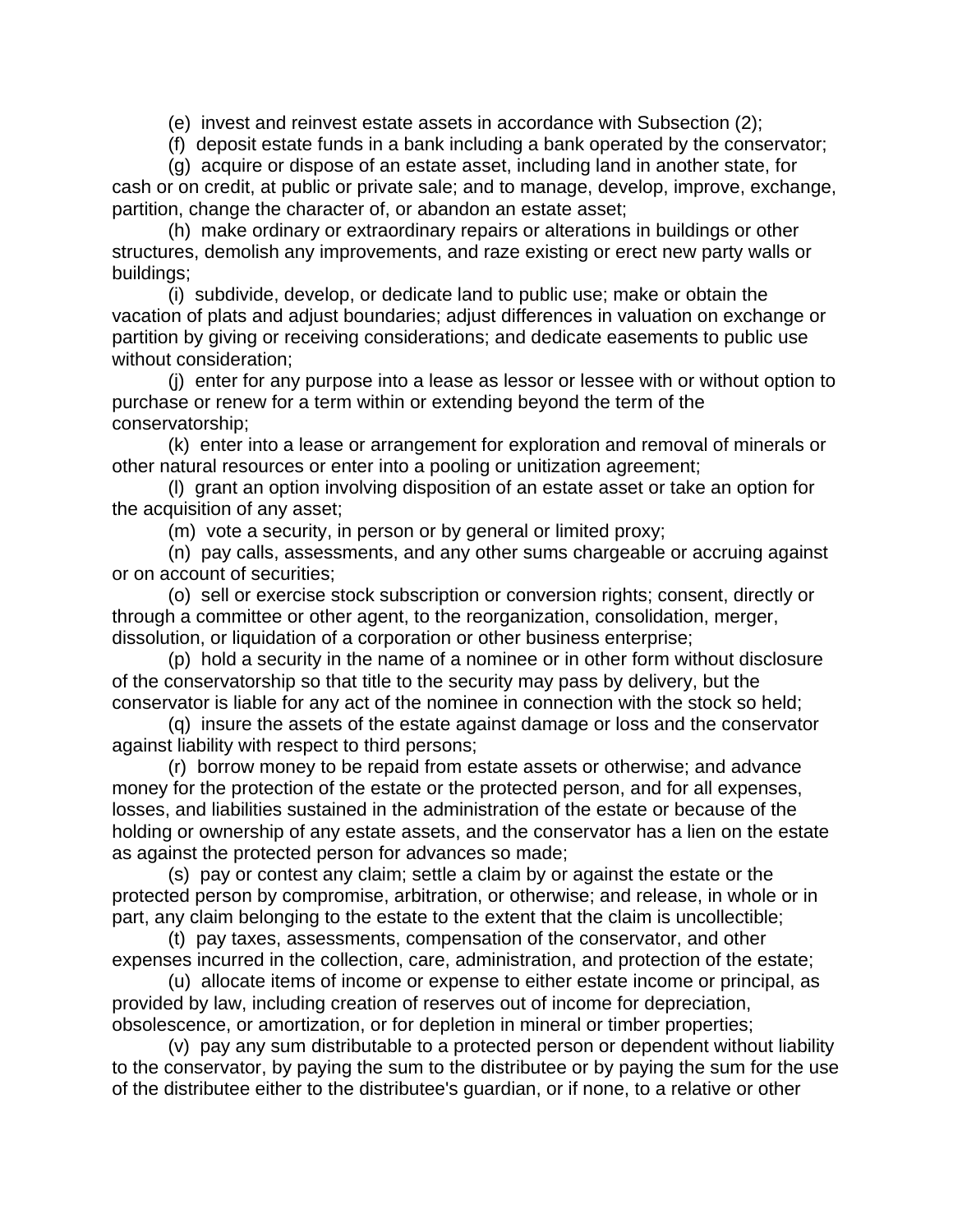(e) invest and reinvest estate assets in accordance with Subsection (2);

(f) deposit estate funds in a bank including a bank operated by the conservator;

(g) acquire or dispose of an estate asset, including land in another state, for cash or on credit, at public or private sale; and to manage, develop, improve, exchange, partition, change the character of, or abandon an estate asset;

(h) make ordinary or extraordinary repairs or alterations in buildings or other structures, demolish any improvements, and raze existing or erect new party walls or buildings;

(i) subdivide, develop, or dedicate land to public use; make or obtain the vacation of plats and adjust boundaries; adjust differences in valuation on exchange or partition by giving or receiving considerations; and dedicate easements to public use without consideration;

(j) enter for any purpose into a lease as lessor or lessee with or without option to purchase or renew for a term within or extending beyond the term of the conservatorship;

(k) enter into a lease or arrangement for exploration and removal of minerals or other natural resources or enter into a pooling or unitization agreement;

(l) grant an option involving disposition of an estate asset or take an option for the acquisition of any asset;

(m) vote a security, in person or by general or limited proxy;

(n) pay calls, assessments, and any other sums chargeable or accruing against or on account of securities;

(o) sell or exercise stock subscription or conversion rights; consent, directly or through a committee or other agent, to the reorganization, consolidation, merger, dissolution, or liquidation of a corporation or other business enterprise;

(p) hold a security in the name of a nominee or in other form without disclosure of the conservatorship so that title to the security may pass by delivery, but the conservator is liable for any act of the nominee in connection with the stock so held;

(q) insure the assets of the estate against damage or loss and the conservator against liability with respect to third persons;

(r) borrow money to be repaid from estate assets or otherwise; and advance money for the protection of the estate or the protected person, and for all expenses, losses, and liabilities sustained in the administration of the estate or because of the holding or ownership of any estate assets, and the conservator has a lien on the estate as against the protected person for advances so made;

(s) pay or contest any claim; settle a claim by or against the estate or the protected person by compromise, arbitration, or otherwise; and release, in whole or in part, any claim belonging to the estate to the extent that the claim is uncollectible;

(t) pay taxes, assessments, compensation of the conservator, and other expenses incurred in the collection, care, administration, and protection of the estate;

(u) allocate items of income or expense to either estate income or principal, as provided by law, including creation of reserves out of income for depreciation, obsolescence, or amortization, or for depletion in mineral or timber properties;

(v) pay any sum distributable to a protected person or dependent without liability to the conservator, by paying the sum to the distributee or by paying the sum for the use of the distributee either to the distributee's guardian, or if none, to a relative or other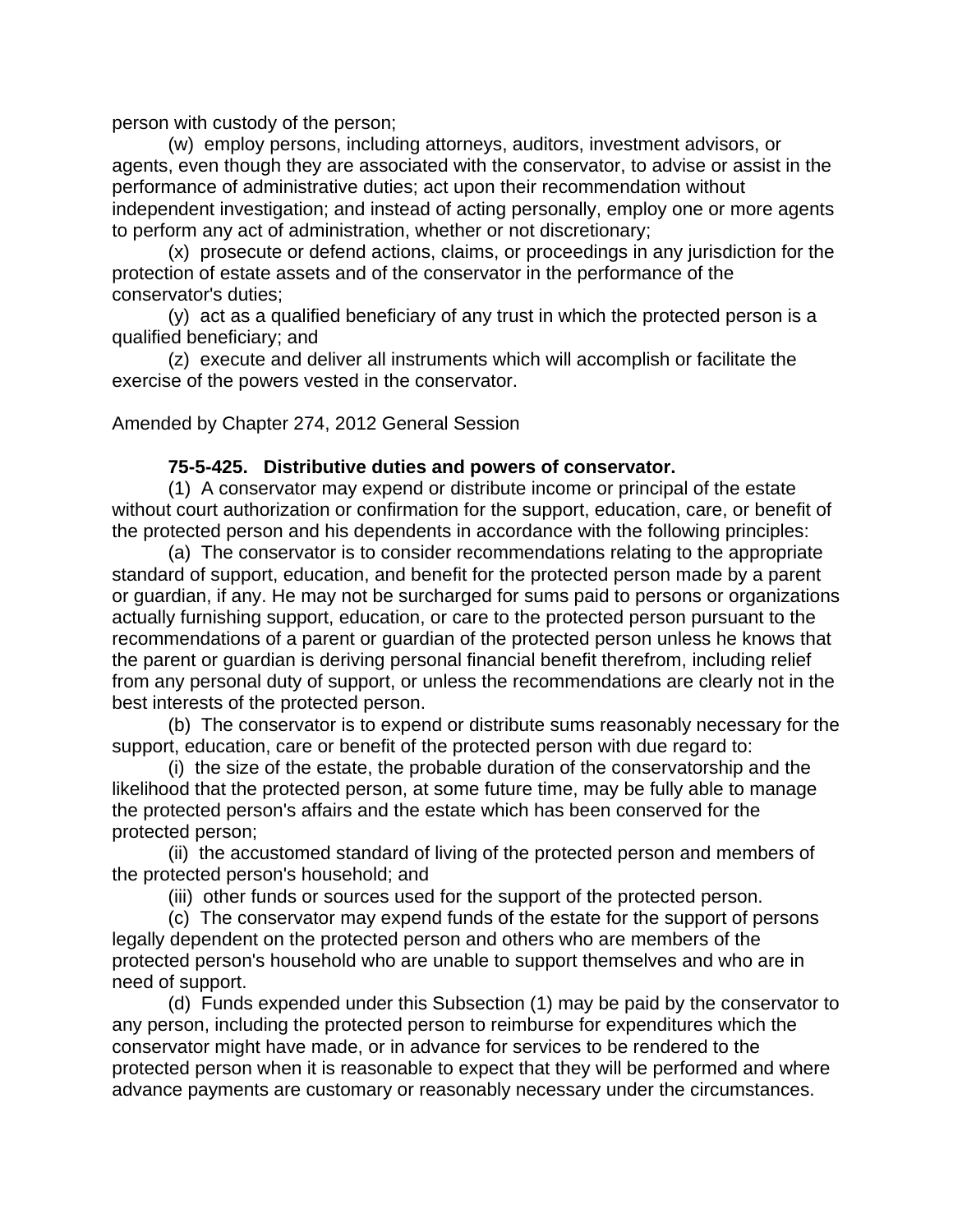person with custody of the person;

(w) employ persons, including attorneys, auditors, investment advisors, or agents, even though they are associated with the conservator, to advise or assist in the performance of administrative duties; act upon their recommendation without independent investigation; and instead of acting personally, employ one or more agents to perform any act of administration, whether or not discretionary;

(x) prosecute or defend actions, claims, or proceedings in any jurisdiction for the protection of estate assets and of the conservator in the performance of the conservator's duties;

(y) act as a qualified beneficiary of any trust in which the protected person is a qualified beneficiary; and

(z) execute and deliver all instruments which will accomplish or facilitate the exercise of the powers vested in the conservator.

Amended by Chapter 274, 2012 General Session

**75-5-425. Distributive duties and powers of conservator.**

(1) A conservator may expend or distribute income or principal of the estate without court authorization or confirmation for the support, education, care, or benefit of the protected person and his dependents in accordance with the following principles:

(a) The conservator is to consider recommendations relating to the appropriate standard of support, education, and benefit for the protected person made by a parent or guardian, if any. He may not be surcharged for sums paid to persons or organizations actually furnishing support, education, or care to the protected person pursuant to the recommendations of a parent or guardian of the protected person unless he knows that the parent or guardian is deriving personal financial benefit therefrom, including relief from any personal duty of support, or unless the recommendations are clearly not in the best interests of the protected person.

(b) The conservator is to expend or distribute sums reasonably necessary for the support, education, care or benefit of the protected person with due regard to:

(i) the size of the estate, the probable duration of the conservatorship and the likelihood that the protected person, at some future time, may be fully able to manage the protected person's affairs and the estate which has been conserved for the protected person;

(ii) the accustomed standard of living of the protected person and members of the protected person's household; and

(iii) other funds or sources used for the support of the protected person.

(c) The conservator may expend funds of the estate for the support of persons legally dependent on the protected person and others who are members of the protected person's household who are unable to support themselves and who are in need of support.

(d) Funds expended under this Subsection (1) may be paid by the conservator to any person, including the protected person to reimburse for expenditures which the conservator might have made, or in advance for services to be rendered to the protected person when it is reasonable to expect that they will be performed and where advance payments are customary or reasonably necessary under the circumstances.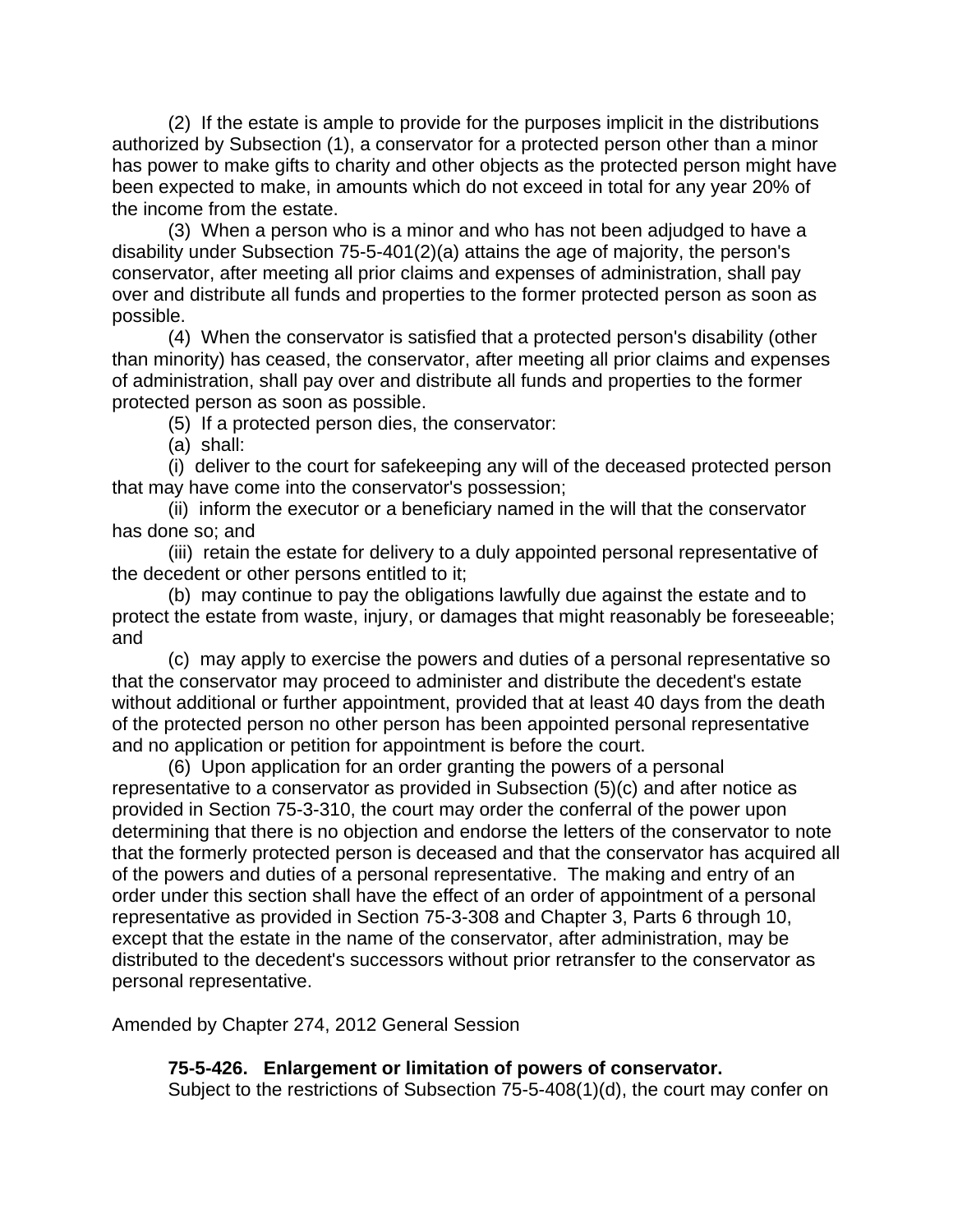(2) If the estate is ample to provide for the purposes implicit in the distributions authorized by Subsection (1), a conservator for a protected person other than a minor has power to make gifts to charity and other objects as the protected person might have been expected to make, in amounts which do not exceed in total for any year 20% of the income from the estate.

(3) When a person who is a minor and who has not been adjudged to have a disability under Subsection 75-5-401(2)(a) attains the age of majority, the person's conservator, after meeting all prior claims and expenses of administration, shall pay over and distribute all funds and properties to the former protected person as soon as possible.

(4) When the conservator is satisfied that a protected person's disability (other than minority) has ceased, the conservator, after meeting all prior claims and expenses of administration, shall pay over and distribute all funds and properties to the former protected person as soon as possible.

(5) If a protected person dies, the conservator:

(a) shall:

(i) deliver to the court for safekeeping any will of the deceased protected person that may have come into the conservator's possession;

(ii) inform the executor or a beneficiary named in the will that the conservator has done so; and

(iii) retain the estate for delivery to a duly appointed personal representative of the decedent or other persons entitled to it;

(b) may continue to pay the obligations lawfully due against the estate and to protect the estate from waste, injury, or damages that might reasonably be foreseeable; and

(c) may apply to exercise the powers and duties of a personal representative so that the conservator may proceed to administer and distribute the decedent's estate without additional or further appointment, provided that at least 40 days from the death of the protected person no other person has been appointed personal representative and no application or petition for appointment is before the court.

(6) Upon application for an order granting the powers of a personal representative to a conservator as provided in Subsection (5)(c) and after notice as provided in Section 75-3-310, the court may order the conferral of the power upon determining that there is no objection and endorse the letters of the conservator to note that the formerly protected person is deceased and that the conservator has acquired all of the powers and duties of a personal representative. The making and entry of an order under this section shall have the effect of an order of appointment of a personal representative as provided in Section 75-3-308 and Chapter 3, Parts 6 through 10, except that the estate in the name of the conservator, after administration, may be distributed to the decedent's successors without prior retransfer to the conservator as personal representative.

Amended by Chapter 274, 2012 General Session

**75-5-426. Enlargement or limitation of powers of conservator.**

Subject to the restrictions of Subsection 75-5-408(1)(d), the court may confer on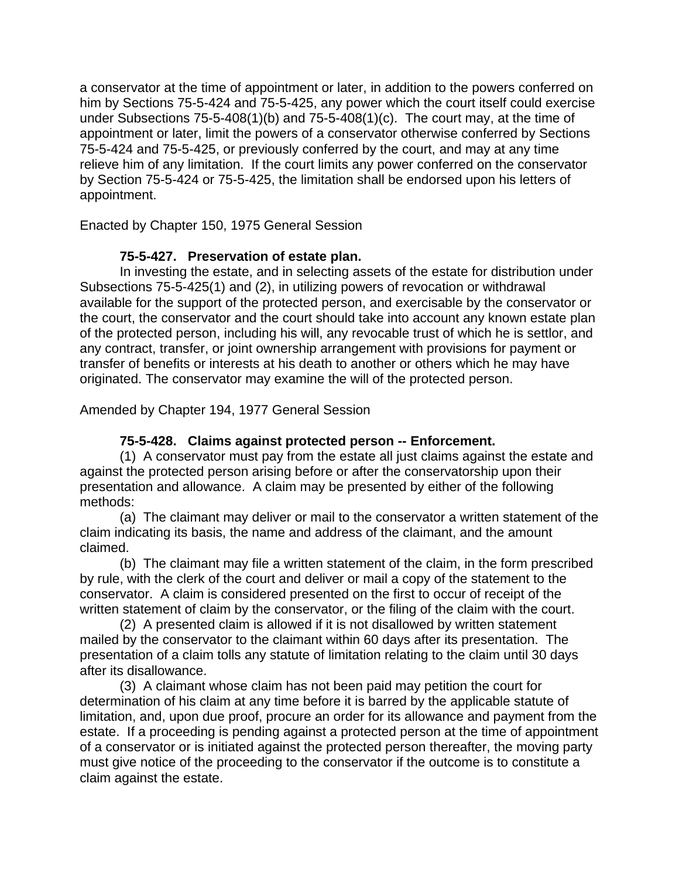a conservator at the time of appointment or later, in addition to the powers conferred on him by Sections 75-5-424 and 75-5-425, any power which the court itself could exercise under Subsections 75-5-408(1)(b) and 75-5-408(1)(c). The court may, at the time of appointment or later, limit the powers of a conservator otherwise conferred by Sections 75-5-424 and 75-5-425, or previously conferred by the court, and may at any time relieve him of any limitation. If the court limits any power conferred on the conservator by Section 75-5-424 or 75-5-425, the limitation shall be endorsed upon his letters of appointment.

Enacted by Chapter 150, 1975 General Session

**75-5-427. Preservation of estate plan.**

In investing the estate, and in selecting assets of the estate for distribution under Subsections 75-5-425(1) and (2), in utilizing powers of revocation or withdrawal available for the support of the protected person, and exercisable by the conservator or the court, the conservator and the court should take into account any known estate plan of the protected person, including his will, any revocable trust of which he is settlor, and any contract, transfer, or joint ownership arrangement with provisions for payment or transfer of benefits or interests at his death to another or others which he may have originated. The conservator may examine the will of the protected person.

Amended by Chapter 194, 1977 General Session

**75-5-428. Claims against protected person -- Enforcement.**

(1) A conservator must pay from the estate all just claims against the estate and against the protected person arising before or after the conservatorship upon their presentation and allowance. A claim may be presented by either of the following methods:

(a) The claimant may deliver or mail to the conservator a written statement of the claim indicating its basis, the name and address of the claimant, and the amount claimed.

(b) The claimant may file a written statement of the claim, in the form prescribed by rule, with the clerk of the court and deliver or mail a copy of the statement to the conservator. A claim is considered presented on the first to occur of receipt of the written statement of claim by the conservator, or the filing of the claim with the court.

(2) A presented claim is allowed if it is not disallowed by written statement mailed by the conservator to the claimant within 60 days after its presentation. The presentation of a claim tolls any statute of limitation relating to the claim until 30 days after its disallowance.

(3) A claimant whose claim has not been paid may petition the court for determination of his claim at any time before it is barred by the applicable statute of limitation, and, upon due proof, procure an order for its allowance and payment from the estate. If a proceeding is pending against a protected person at the time of appointment of a conservator or is initiated against the protected person thereafter, the moving party must give notice of the proceeding to the conservator if the outcome is to constitute a claim against the estate.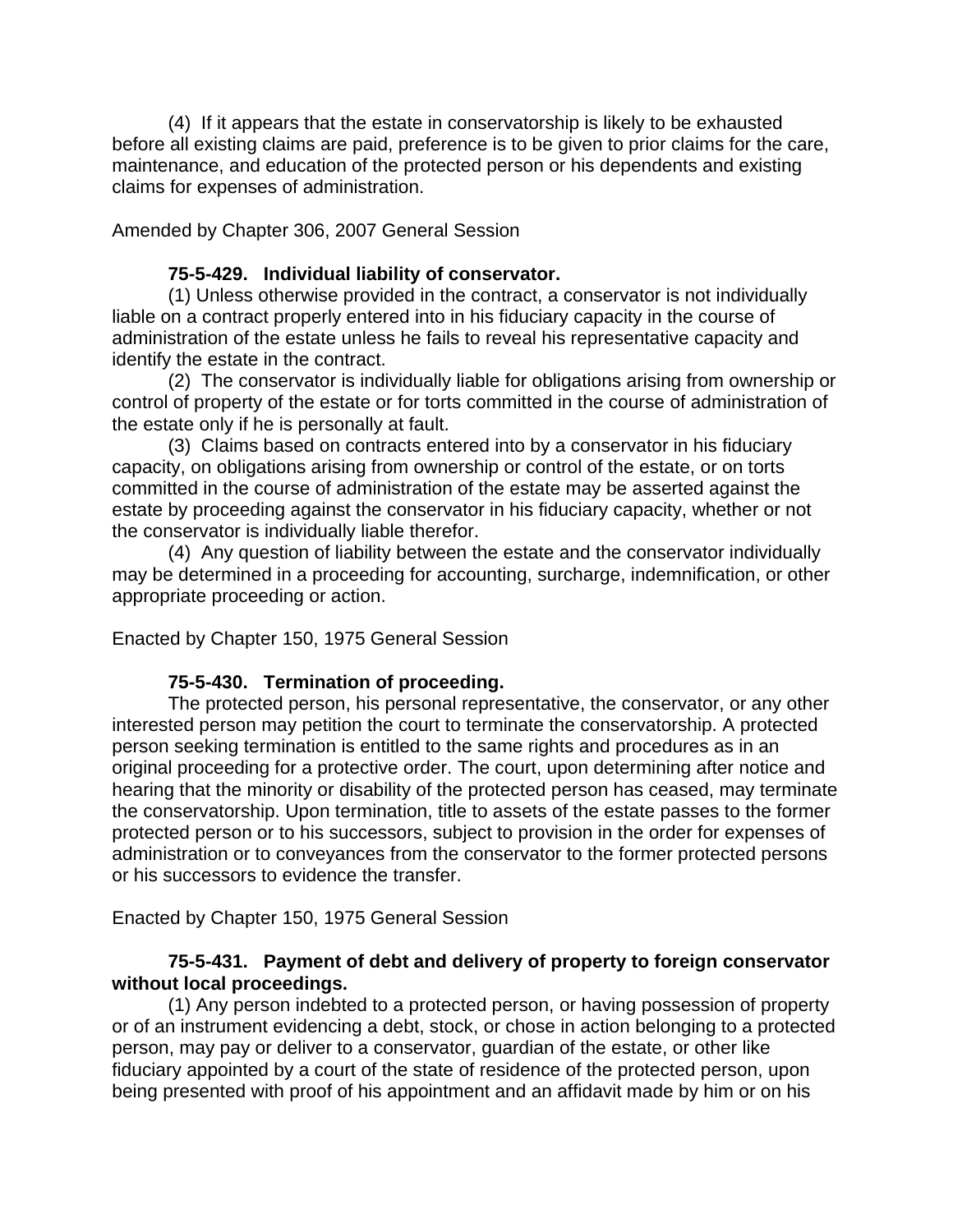(4) If it appears that the estate in conservatorship is likely to be exhausted before all existing claims are paid, preference is to be given to prior claims for the care, maintenance, and education of the protected person or his dependents and existing claims for expenses of administration.

Amended by Chapter 306, 2007 General Session

**75-5-429. Individual liability of conservator.**

(1) Unless otherwise provided in the contract, a conservator is not individually liable on a contract properly entered into in his fiduciary capacity in the course of administration of the estate unless he fails to reveal his representative capacity and identify the estate in the contract.

(2) The conservator is individually liable for obligations arising from ownership or control of property of the estate or for torts committed in the course of administration of the estate only if he is personally at fault.

(3) Claims based on contracts entered into by a conservator in his fiduciary capacity, on obligations arising from ownership or control of the estate, or on torts committed in the course of administration of the estate may be asserted against the estate by proceeding against the conservator in his fiduciary capacity, whether or not the conservator is individually liable therefor.

(4) Any question of liability between the estate and the conservator individually may be determined in a proceeding for accounting, surcharge, indemnification, or other appropriate proceeding or action.

Enacted by Chapter 150, 1975 General Session

**75-5-430. Termination of proceeding.**

The protected person, his personal representative, the conservator, or any other interested person may petition the court to terminate the conservatorship. A protected person seeking termination is entitled to the same rights and procedures as in an original proceeding for a protective order. The court, upon determining after notice and hearing that the minority or disability of the protected person has ceased, may terminate the conservatorship. Upon termination, title to assets of the estate passes to the former protected person or to his successors, subject to provision in the order for expenses of administration or to conveyances from the conservator to the former protected persons or his successors to evidence the transfer.

Enacted by Chapter 150, 1975 General Session

**75-5-431. Payment of debt and delivery of property to foreign conservator without local proceedings.**

(1) Any person indebted to a protected person, or having possession of property or of an instrument evidencing a debt, stock, or chose in action belonging to a protected person, may pay or deliver to a conservator, guardian of the estate, or other like fiduciary appointed by a court of the state of residence of the protected person, upon being presented with proof of his appointment and an affidavit made by him or on his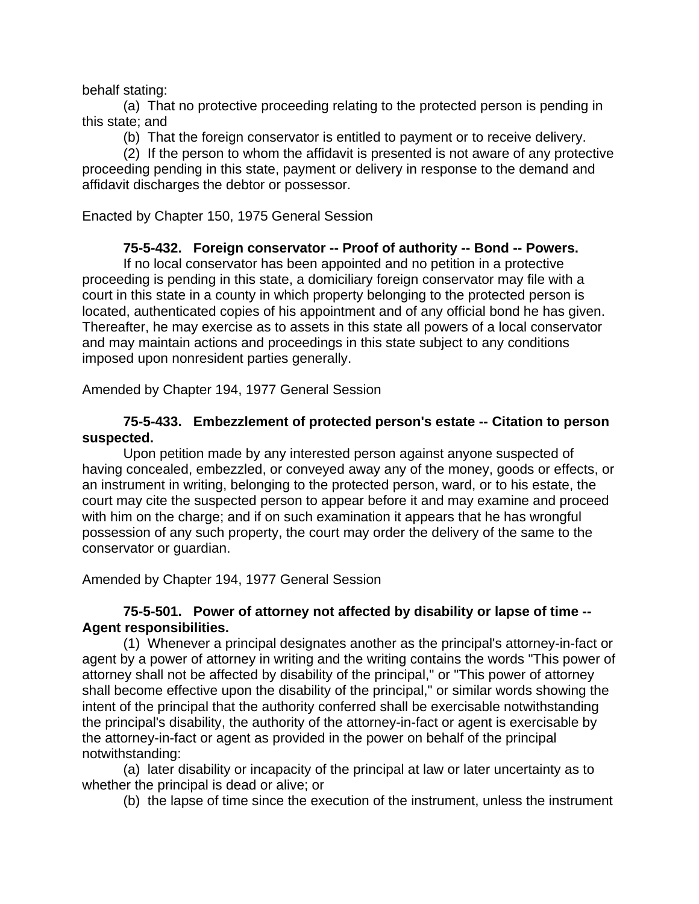behalf stating:

(a) That no protective proceeding relating to the protected person is pending in this state; and

(b) That the foreign conservator is entitled to payment or to receive delivery.

(2) If the person to whom the affidavit is presented is not aware of any protective proceeding pending in this state, payment or delivery in response to the demand and affidavit discharges the debtor or possessor.

Enacted by Chapter 150, 1975 General Session

**75-5-432. Foreign conservator -- Proof of authority -- Bond -- Powers.**

If no local conservator has been appointed and no petition in a protective proceeding is pending in this state, a domiciliary foreign conservator may file with a court in this state in a county in which property belonging to the protected person is located, authenticated copies of his appointment and of any official bond he has given. Thereafter, he may exercise as to assets in this state all powers of a local conservator and may maintain actions and proceedings in this state subject to any conditions imposed upon nonresident parties generally.

Amended by Chapter 194, 1977 General Session

**75-5-433. Embezzlement of protected person's estate -- Citation to person suspected.**

Upon petition made by any interested person against anyone suspected of having concealed, embezzled, or conveyed away any of the money, goods or effects, or an instrument in writing, belonging to the protected person, ward, or to his estate, the court may cite the suspected person to appear before it and may examine and proceed with him on the charge; and if on such examination it appears that he has wrongful possession of any such property, the court may order the delivery of the same to the conservator or guardian.

Amended by Chapter 194, 1977 General Session

**75-5-501. Power of attorney not affected by disability or lapse of time -- Agent responsibilities.**

(1) Whenever a principal designates another as the principal's attorney-in-fact or agent by a power of attorney in writing and the writing contains the words "This power of attorney shall not be affected by disability of the principal," or "This power of attorney shall become effective upon the disability of the principal," or similar words showing the intent of the principal that the authority conferred shall be exercisable notwithstanding the principal's disability, the authority of the attorney-in-fact or agent is exercisable by the attorney-in-fact or agent as provided in the power on behalf of the principal notwithstanding:

(a) later disability or incapacity of the principal at law or later uncertainty as to whether the principal is dead or alive; or

(b) the lapse of time since the execution of the instrument, unless the instrument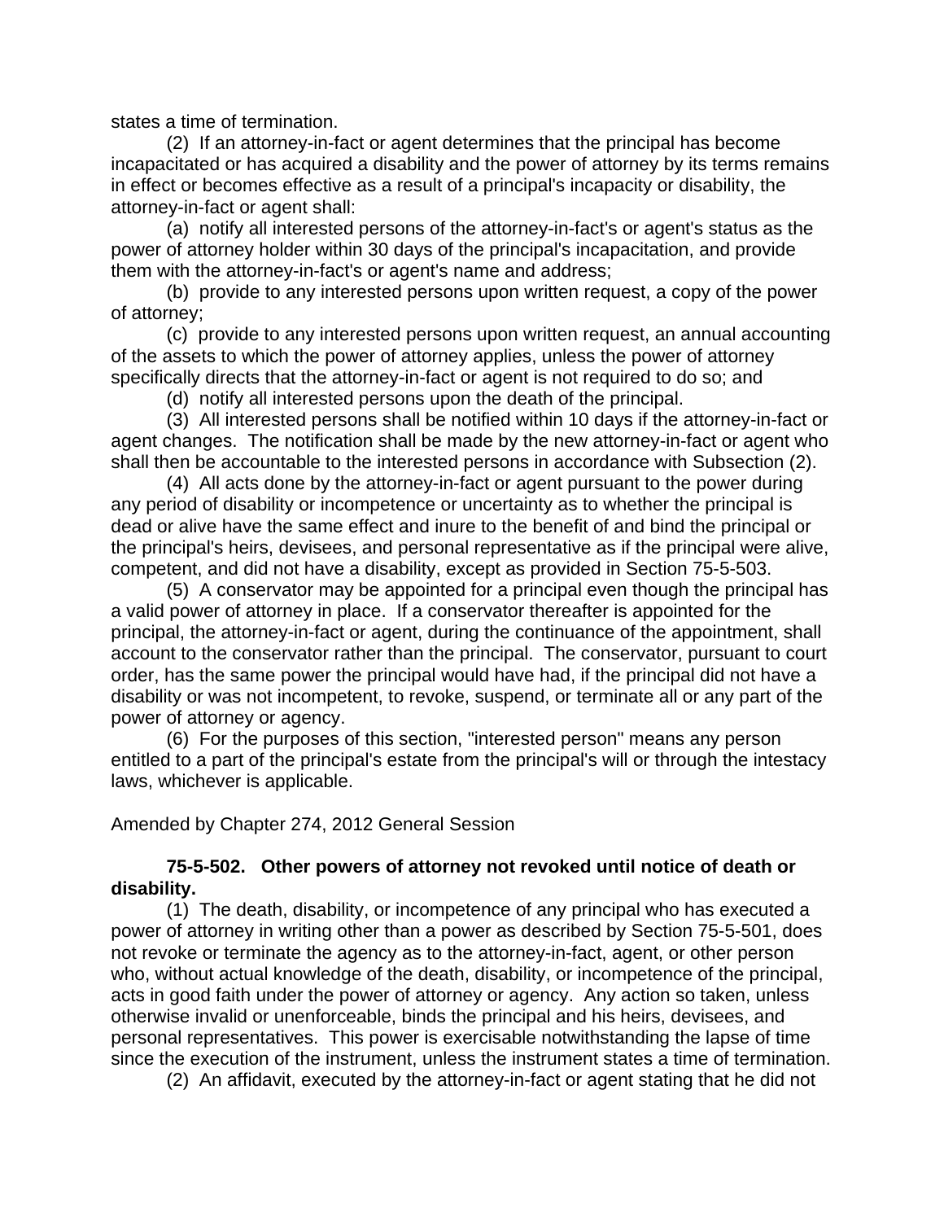states a time of termination.

(2) If an attorney-in-fact or agent determines that the principal has become incapacitated or has acquired a disability and the power of attorney by its terms remains in effect or becomes effective as a result of a principal's incapacity or disability, the attorney-in-fact or agent shall:

(a) notify all interested persons of the attorney-in-fact's or agent's status as the power of attorney holder within 30 days of the principal's incapacitation, and provide them with the attorney-in-fact's or agent's name and address;

(b) provide to any interested persons upon written request, a copy of the power of attorney;

(c) provide to any interested persons upon written request, an annual accounting of the assets to which the power of attorney applies, unless the power of attorney specifically directs that the attorney-in-fact or agent is not required to do so; and

(d) notify all interested persons upon the death of the principal.

(3) All interested persons shall be notified within 10 days if the attorney-in-fact or agent changes. The notification shall be made by the new attorney-in-fact or agent who shall then be accountable to the interested persons in accordance with Subsection (2).

(4) All acts done by the attorney-in-fact or agent pursuant to the power during any period of disability or incompetence or uncertainty as to whether the principal is dead or alive have the same effect and inure to the benefit of and bind the principal or the principal's heirs, devisees, and personal representative as if the principal were alive, competent, and did not have a disability, except as provided in Section 75-5-503.

(5) A conservator may be appointed for a principal even though the principal has a valid power of attorney in place. If a conservator thereafter is appointed for the principal, the attorney-in-fact or agent, during the continuance of the appointment, shall account to the conservator rather than the principal. The conservator, pursuant to court order, has the same power the principal would have had, if the principal did not have a disability or was not incompetent, to revoke, suspend, or terminate all or any part of the power of attorney or agency.

(6) For the purposes of this section, "interested person" means any person entitled to a part of the principal's estate from the principal's will or through the intestacy laws, whichever is applicable.

Amended by Chapter 274, 2012 General Session

**75-5-502. Other powers of attorney not revoked until notice of death or disability.**

(1) The death, disability, or incompetence of any principal who has executed a power of attorney in writing other than a power as described by Section 75-5-501, does not revoke or terminate the agency as to the attorney-in-fact, agent, or other person who, without actual knowledge of the death, disability, or incompetence of the principal, acts in good faith under the power of attorney or agency. Any action so taken, unless otherwise invalid or unenforceable, binds the principal and his heirs, devisees, and personal representatives. This power is exercisable notwithstanding the lapse of time since the execution of the instrument, unless the instrument states a time of termination.

(2) An affidavit, executed by the attorney-in-fact or agent stating that he did not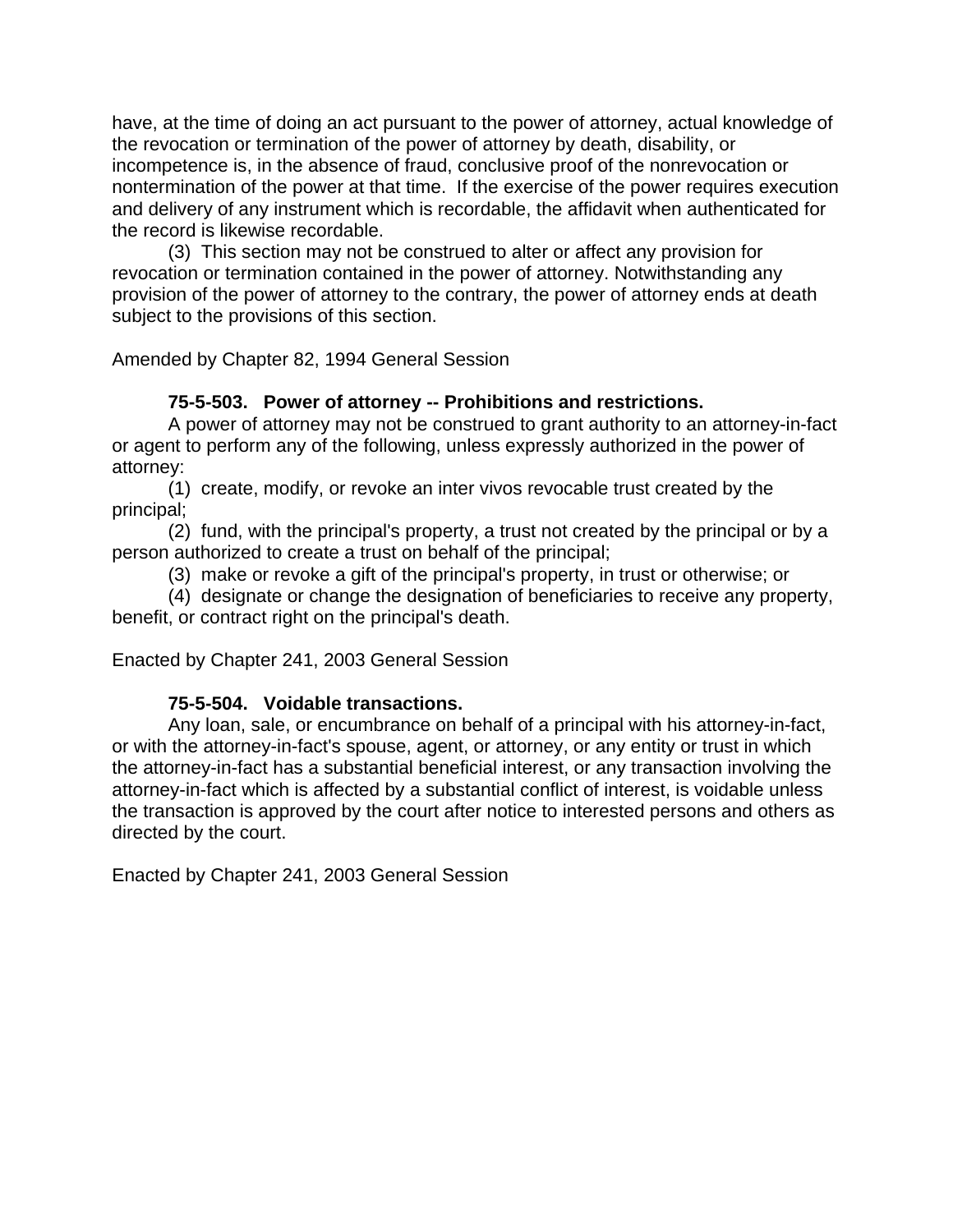have, at the time of doing an act pursuant to the power of attorney, actual knowledge of the revocation or termination of the power of attorney by death, disability, or incompetence is, in the absence of fraud, conclusive proof of the nonrevocation or nontermination of the power at that time. If the exercise of the power requires execution and delivery of any instrument which is recordable, the affidavit when authenticated for the record is likewise recordable.

(3) This section may not be construed to alter or affect any provision for revocation or termination contained in the power of attorney. Notwithstanding any provision of the power of attorney to the contrary, the power of attorney ends at death subject to the provisions of this section.

Amended by Chapter 82, 1994 General Session

**75-5-503. Power of attorney -- Prohibitions and restrictions.**

A power of attorney may not be construed to grant authority to an attorney-in-fact or agent to perform any of the following, unless expressly authorized in the power of attorney:

(1) create, modify, or revoke an inter vivos revocable trust created by the principal;

(2) fund, with the principal's property, a trust not created by the principal or by a person authorized to create a trust on behalf of the principal;

(3) make or revoke a gift of the principal's property, in trust or otherwise; or

(4) designate or change the designation of beneficiaries to receive any property, benefit, or contract right on the principal's death.

Enacted by Chapter 241, 2003 General Session

**75-5-504. Voidable transactions.**

Any loan, sale, or encumbrance on behalf of a principal with his attorney-in-fact, or with the attorney-in-fact's spouse, agent, or attorney, or any entity or trust in which the attorney-in-fact has a substantial beneficial interest, or any transaction involving the attorney-in-fact which is affected by a substantial conflict of interest, is voidable unless the transaction is approved by the court after notice to interested persons and others as directed by the court.

Enacted by Chapter 241, 2003 General Session